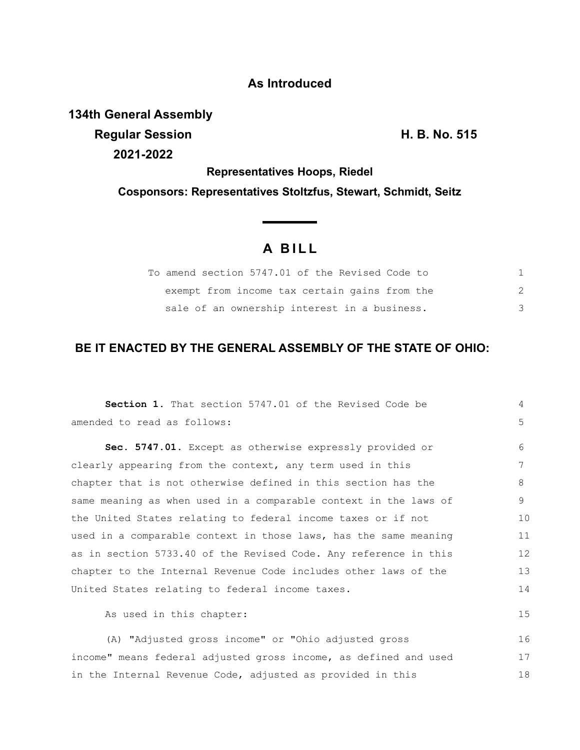**As Introduced**

**134th General Assembly**
**Regular Session** **H. B. No. 515**
**2021-2022**

**Representatives Hoops, Riedel**

**Cosponsors: Representatives Stoltzfus, Stewart, Schmidt, Seitz**

# A BILL

To amend section 5747.01 of the Revised Code to exempt from income tax certain gains from the sale of an ownership interest in a business.

## BE IT ENACTED BY THE GENERAL ASSEMBLY OF THE STATE OF OHIO:

**Section 1.** That section 5747.01 of the Revised Code be amended to read as follows:

**Sec. 5747.01.** Except as otherwise expressly provided or clearly appearing from the context, any term used in this chapter that is not otherwise defined in this section has the same meaning as when used in a comparable context in the laws of the United States relating to federal income taxes or if not used in a comparable context in those laws, has the same meaning as in section 5733.40 of the Revised Code. Any reference in this chapter to the Internal Revenue Code includes other laws of the United States relating to federal income taxes.

As used in this chapter:

(A) "Adjusted gross income" or "Ohio adjusted gross income" means federal adjusted gross income, as defined and used in the Internal Revenue Code, adjusted as provided in this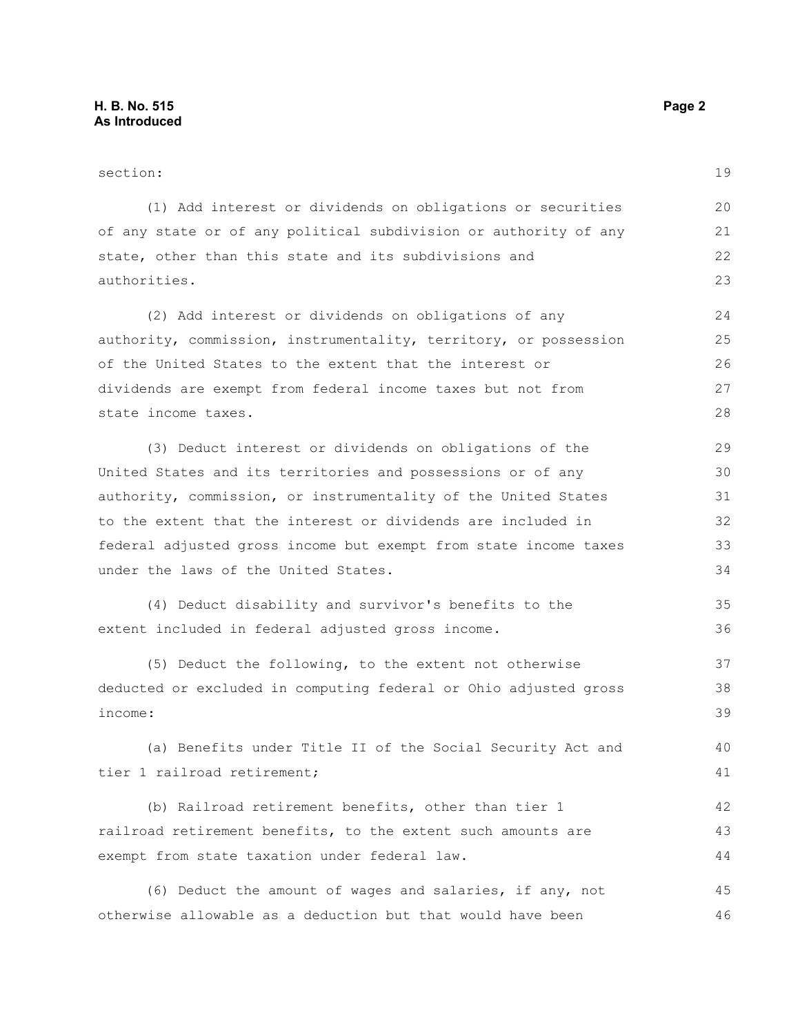section:

(1) Add interest or dividends on obligations or securities of any state or of any political subdivision or authority of any state, other than this state and its subdivisions and authorities.

(2) Add interest or dividends on obligations of any authority, commission, instrumentality, territory, or possession of the United States to the extent that the interest or dividends are exempt from federal income taxes but not from state income taxes.

(3) Deduct interest or dividends on obligations of the United States and its territories and possessions or of any authority, commission, or instrumentality of the United States to the extent that the interest or dividends are included in federal adjusted gross income but exempt from state income taxes under the laws of the United States.

(4) Deduct disability and survivor's benefits to the extent included in federal adjusted gross income.

(5) Deduct the following, to the extent not otherwise deducted or excluded in computing federal or Ohio adjusted gross income:

(a) Benefits under Title II of the Social Security Act and tier 1 railroad retirement;

(b) Railroad retirement benefits, other than tier 1 railroad retirement benefits, to the extent such amounts are exempt from state taxation under federal law.

(6) Deduct the amount of wages and salaries, if any, not otherwise allowable as a deduction but that would have been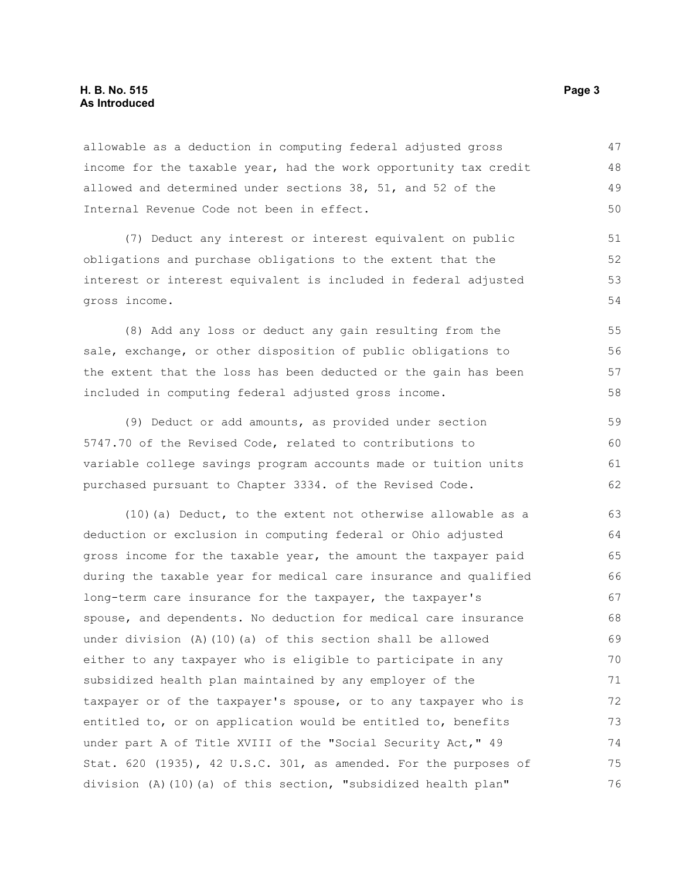allowable as a deduction in computing federal adjusted gross income for the taxable year, had the work opportunity tax credit allowed and determined under sections 38, 51, and 52 of the Internal Revenue Code not been in effect.

(7) Deduct any interest or interest equivalent on public obligations and purchase obligations to the extent that the interest or interest equivalent is included in federal adjusted gross income.

(8) Add any loss or deduct any gain resulting from the sale, exchange, or other disposition of public obligations to the extent that the loss has been deducted or the gain has been included in computing federal adjusted gross income.

(9) Deduct or add amounts, as provided under section 5747.70 of the Revised Code, related to contributions to variable college savings program accounts made or tuition units purchased pursuant to Chapter 3334. of the Revised Code.

(10)(a) Deduct, to the extent not otherwise allowable as a deduction or exclusion in computing federal or Ohio adjusted gross income for the taxable year, the amount the taxpayer paid during the taxable year for medical care insurance and qualified long-term care insurance for the taxpayer, the taxpayer's spouse, and dependents. No deduction for medical care insurance under division (A)(10)(a) of this section shall be allowed either to any taxpayer who is eligible to participate in any subsidized health plan maintained by any employer of the taxpayer or of the taxpayer's spouse, or to any taxpayer who is entitled to, or on application would be entitled to, benefits under part A of Title XVIII of the "Social Security Act," 49 Stat. 620 (1935), 42 U.S.C. 301, as amended. For the purposes of division (A)(10)(a) of this section, "subsidized health plan"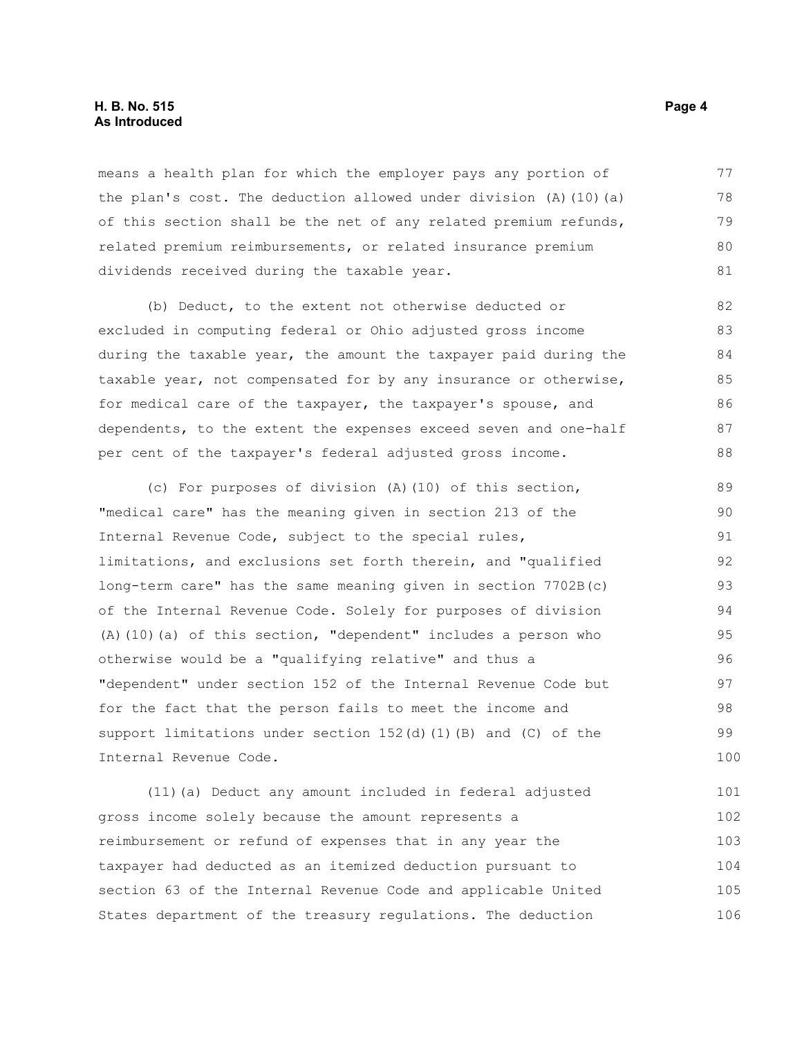means a health plan for which the employer pays any portion of the plan's cost. The deduction allowed under division (A)(10)(a) of this section shall be the net of any related premium refunds, related premium reimbursements, or related insurance premium dividends received during the taxable year.

(b) Deduct, to the extent not otherwise deducted or excluded in computing federal or Ohio adjusted gross income during the taxable year, the amount the taxpayer paid during the taxable year, not compensated for by any insurance or otherwise, for medical care of the taxpayer, the taxpayer's spouse, and dependents, to the extent the expenses exceed seven and one-half per cent of the taxpayer's federal adjusted gross income.

(c) For purposes of division (A)(10) of this section, "medical care" has the meaning given in section 213 of the Internal Revenue Code, subject to the special rules, limitations, and exclusions set forth therein, and "qualified long-term care" has the same meaning given in section 7702B(c) of the Internal Revenue Code. Solely for purposes of division (A)(10)(a) of this section, "dependent" includes a person who otherwise would be a "qualifying relative" and thus a "dependent" under section 152 of the Internal Revenue Code but for the fact that the person fails to meet the income and support limitations under section 152(d)(1)(B) and (C) of the Internal Revenue Code.

(11)(a) Deduct any amount included in federal adjusted gross income solely because the amount represents a reimbursement or refund of expenses that in any year the taxpayer had deducted as an itemized deduction pursuant to section 63 of the Internal Revenue Code and applicable United States department of the treasury regulations. The deduction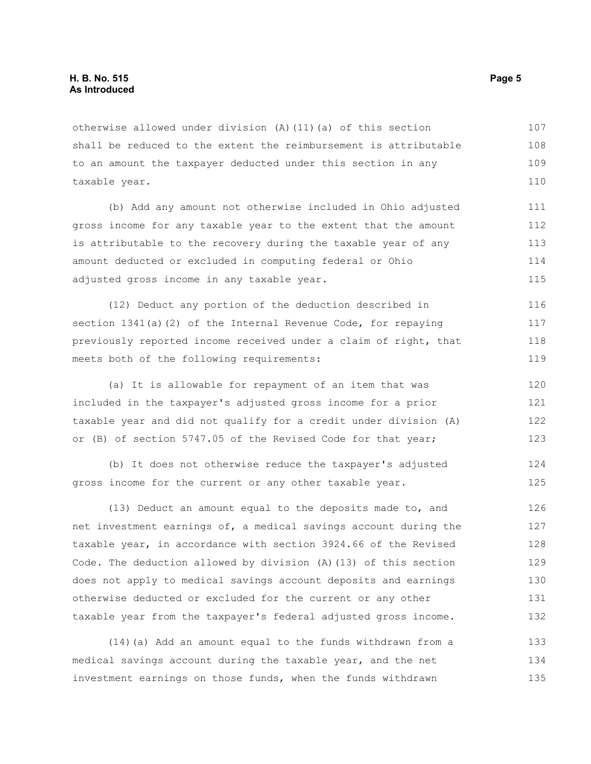otherwise allowed under division (A)(11)(a) of this section shall be reduced to the extent the reimbursement is attributable to an amount the taxpayer deducted under this section in any taxable year.

(b) Add any amount not otherwise included in Ohio adjusted gross income for any taxable year to the extent that the amount is attributable to the recovery during the taxable year of any amount deducted or excluded in computing federal or Ohio adjusted gross income in any taxable year.

(12) Deduct any portion of the deduction described in section 1341(a)(2) of the Internal Revenue Code, for repaying previously reported income received under a claim of right, that meets both of the following requirements:

(a) It is allowable for repayment of an item that was included in the taxpayer's adjusted gross income for a prior taxable year and did not qualify for a credit under division (A) or (B) of section 5747.05 of the Revised Code for that year;

(b) It does not otherwise reduce the taxpayer's adjusted gross income for the current or any other taxable year.

(13) Deduct an amount equal to the deposits made to, and net investment earnings of, a medical savings account during the taxable year, in accordance with section 3924.66 of the Revised Code. The deduction allowed by division (A)(13) of this section does not apply to medical savings account deposits and earnings otherwise deducted or excluded for the current or any other taxable year from the taxpayer's federal adjusted gross income.

(14)(a) Add an amount equal to the funds withdrawn from a medical savings account during the taxable year, and the net investment earnings on those funds, when the funds withdrawn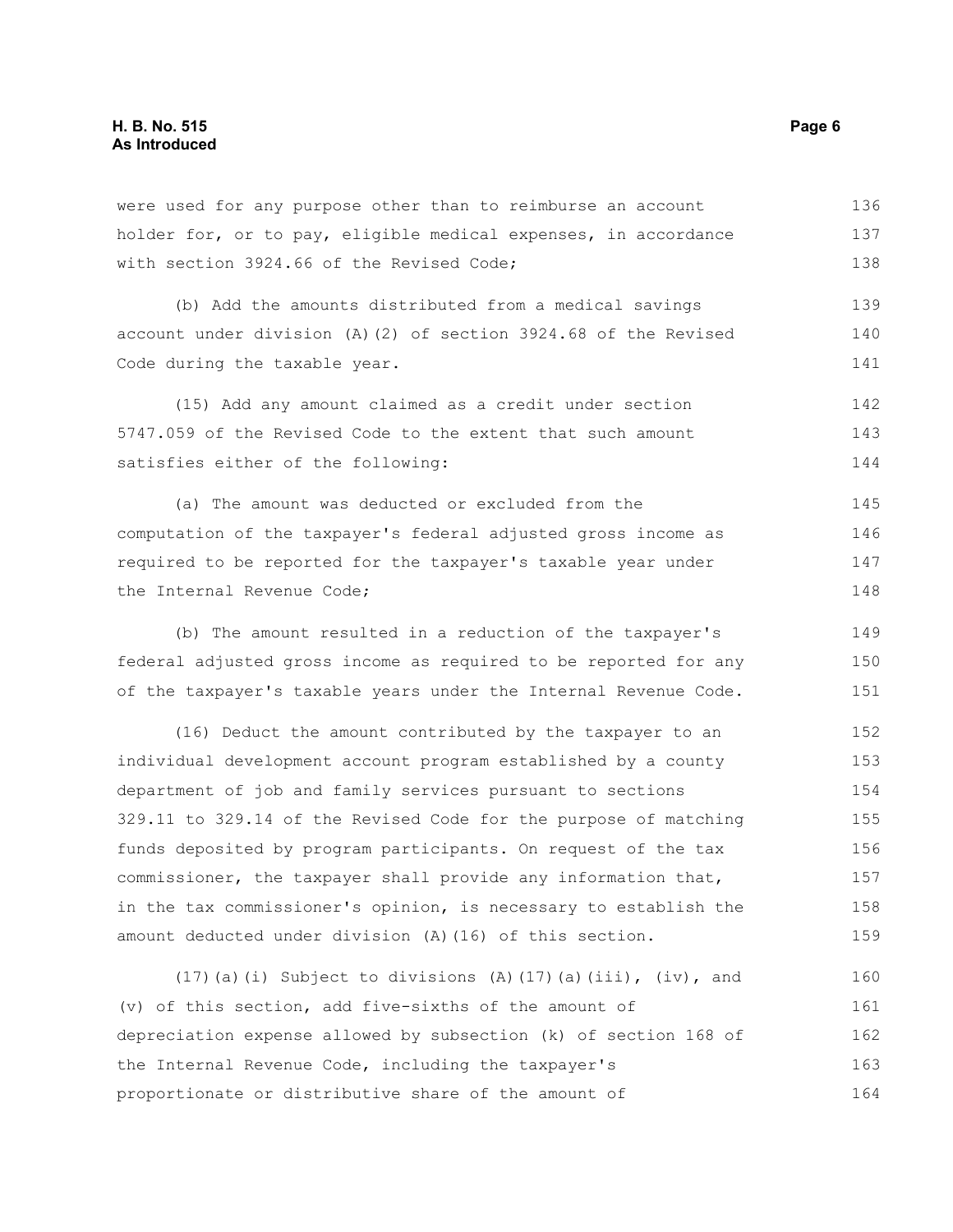were used for any purpose other than to reimburse an account holder for, or to pay, eligible medical expenses, in accordance with section 3924.66 of the Revised Code;

(b) Add the amounts distributed from a medical savings account under division (A)(2) of section 3924.68 of the Revised Code during the taxable year.

(15) Add any amount claimed as a credit under section 5747.059 of the Revised Code to the extent that such amount satisfies either of the following:

(a) The amount was deducted or excluded from the computation of the taxpayer's federal adjusted gross income as required to be reported for the taxpayer's taxable year under the Internal Revenue Code;

(b) The amount resulted in a reduction of the taxpayer's federal adjusted gross income as required to be reported for any of the taxpayer's taxable years under the Internal Revenue Code.

(16) Deduct the amount contributed by the taxpayer to an individual development account program established by a county department of job and family services pursuant to sections 329.11 to 329.14 of the Revised Code for the purpose of matching funds deposited by program participants. On request of the tax commissioner, the taxpayer shall provide any information that, in the tax commissioner's opinion, is necessary to establish the amount deducted under division (A)(16) of this section.

(17)(a)(i) Subject to divisions (A)(17)(a)(iii), (iv), and (v) of this section, add five-sixths of the amount of depreciation expense allowed by subsection (k) of section 168 of the Internal Revenue Code, including the taxpayer's proportionate or distributive share of the amount of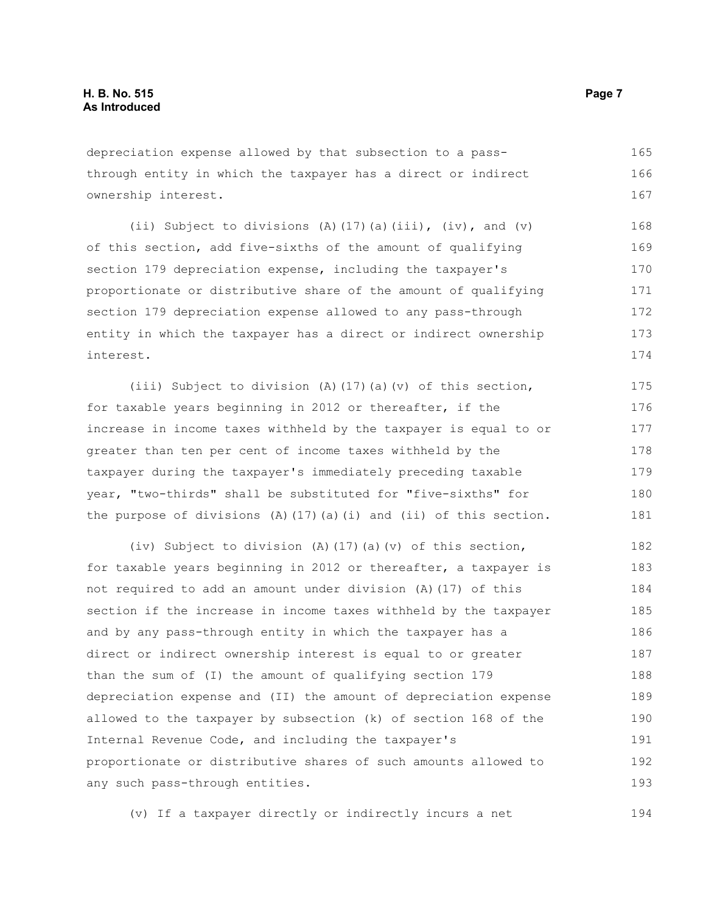depreciation expense allowed by that subsection to a pass-through entity in which the taxpayer has a direct or indirect ownership interest.

(ii) Subject to divisions (A)(17)(a)(iii), (iv), and (v) of this section, add five-sixths of the amount of qualifying section 179 depreciation expense, including the taxpayer's proportionate or distributive share of the amount of qualifying section 179 depreciation expense allowed to any pass-through entity in which the taxpayer has a direct or indirect ownership interest.

(iii) Subject to division (A)(17)(a)(v) of this section, for taxable years beginning in 2012 or thereafter, if the increase in income taxes withheld by the taxpayer is equal to or greater than ten per cent of income taxes withheld by the taxpayer during the taxpayer's immediately preceding taxable year, "two-thirds" shall be substituted for "five-sixths" for the purpose of divisions (A)(17)(a)(i) and (ii) of this section.

(iv) Subject to division (A)(17)(a)(v) of this section, for taxable years beginning in 2012 or thereafter, a taxpayer is not required to add an amount under division (A)(17) of this section if the increase in income taxes withheld by the taxpayer and by any pass-through entity in which the taxpayer has a direct or indirect ownership interest is equal to or greater than the sum of (I) the amount of qualifying section 179 depreciation expense and (II) the amount of depreciation expense allowed to the taxpayer by subsection (k) of section 168 of the Internal Revenue Code, and including the taxpayer's proportionate or distributive shares of such amounts allowed to any such pass-through entities.

(v) If a taxpayer directly or indirectly incurs a net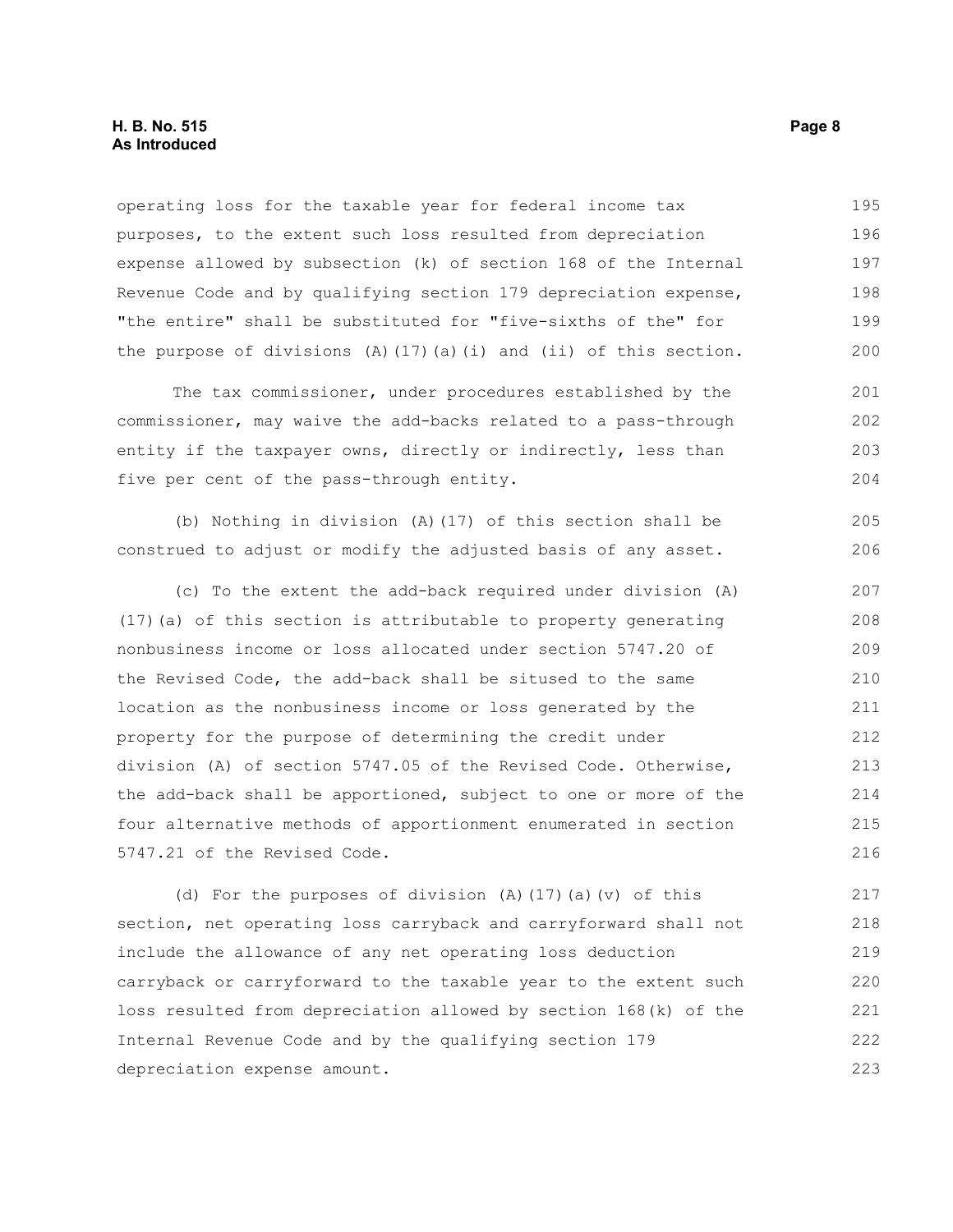operating loss for the taxable year for federal income tax purposes, to the extent such loss resulted from depreciation expense allowed by subsection (k) of section 168 of the Internal Revenue Code and by qualifying section 179 depreciation expense, "the entire" shall be substituted for "five-sixths of the" for the purpose of divisions (A)(17)(a)(i) and (ii) of this section.

The tax commissioner, under procedures established by the commissioner, may waive the add-backs related to a pass-through entity if the taxpayer owns, directly or indirectly, less than five per cent of the pass-through entity.

(b) Nothing in division (A)(17) of this section shall be construed to adjust or modify the adjusted basis of any asset.

(c) To the extent the add-back required under division (A)(17)(a) of this section is attributable to property generating nonbusiness income or loss allocated under section 5747.20 of the Revised Code, the add-back shall be sitused to the same location as the nonbusiness income or loss generated by the property for the purpose of determining the credit under division (A) of section 5747.05 of the Revised Code. Otherwise, the add-back shall be apportioned, subject to one or more of the four alternative methods of apportionment enumerated in section 5747.21 of the Revised Code.

(d) For the purposes of division (A)(17)(a)(v) of this section, net operating loss carryback and carryforward shall not include the allowance of any net operating loss deduction carryback or carryforward to the taxable year to the extent such loss resulted from depreciation allowed by section 168(k) of the Internal Revenue Code and by the qualifying section 179 depreciation expense amount.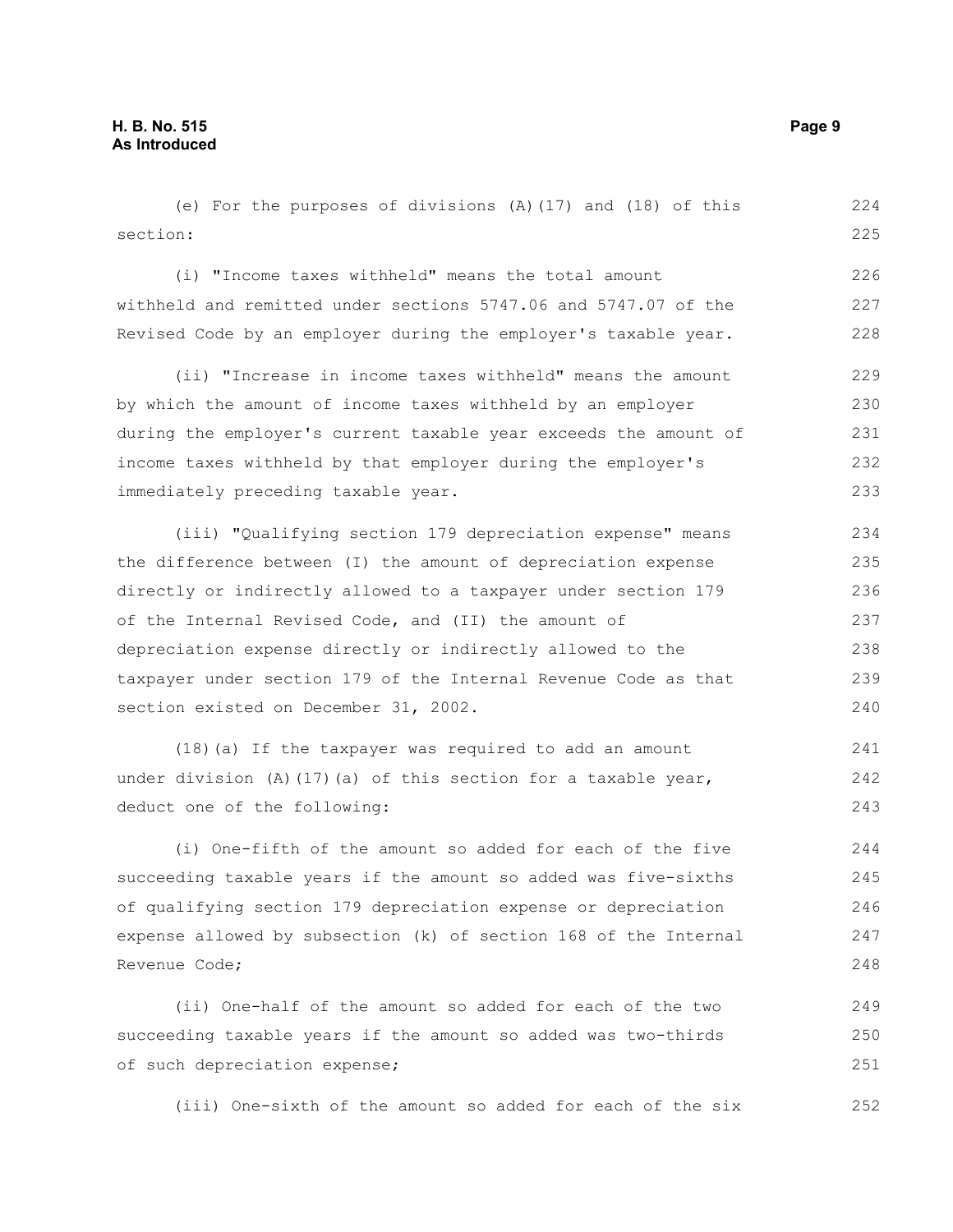(e) For the purposes of divisions (A)(17) and (18) of this section:

(i) "Income taxes withheld" means the total amount withheld and remitted under sections 5747.06 and 5747.07 of the Revised Code by an employer during the employer's taxable year.

(ii) "Increase in income taxes withheld" means the amount by which the amount of income taxes withheld by an employer during the employer's current taxable year exceeds the amount of income taxes withheld by that employer during the employer's immediately preceding taxable year.

(iii) "Qualifying section 179 depreciation expense" means the difference between (I) the amount of depreciation expense directly or indirectly allowed to a taxpayer under section 179 of the Internal Revised Code, and (II) the amount of depreciation expense directly or indirectly allowed to the taxpayer under section 179 of the Internal Revenue Code as that section existed on December 31, 2002.

(18)(a) If the taxpayer was required to add an amount under division (A)(17)(a) of this section for a taxable year, deduct one of the following:

(i) One-fifth of the amount so added for each of the five succeeding taxable years if the amount so added was five-sixths of qualifying section 179 depreciation expense or depreciation expense allowed by subsection (k) of section 168 of the Internal Revenue Code;

(ii) One-half of the amount so added for each of the two succeeding taxable years if the amount so added was two-thirds of such depreciation expense;

(iii) One-sixth of the amount so added for each of the six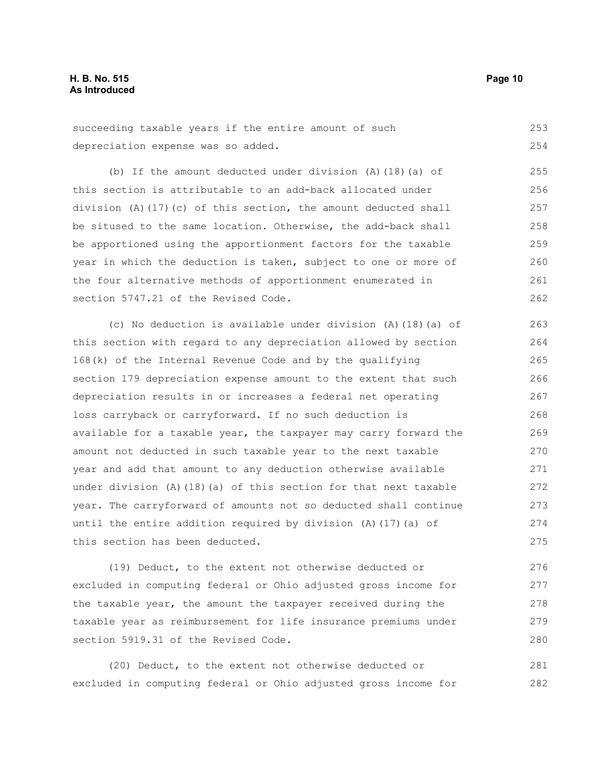succeeding taxable years if the entire amount of such depreciation expense was so added.

(b) If the amount deducted under division (A)(18)(a) of this section is attributable to an add-back allocated under division (A)(17)(c) of this section, the amount deducted shall be sitused to the same location. Otherwise, the add-back shall be apportioned using the apportionment factors for the taxable year in which the deduction is taken, subject to one or more of the four alternative methods of apportionment enumerated in section 5747.21 of the Revised Code.

(c) No deduction is available under division (A)(18)(a) of this section with regard to any depreciation allowed by section 168(k) of the Internal Revenue Code and by the qualifying section 179 depreciation expense amount to the extent that such depreciation results in or increases a federal net operating loss carryback or carryforward. If no such deduction is available for a taxable year, the taxpayer may carry forward the amount not deducted in such taxable year to the next taxable year and add that amount to any deduction otherwise available under division (A)(18)(a) of this section for that next taxable year. The carryforward of amounts not so deducted shall continue until the entire addition required by division (A)(17)(a) of this section has been deducted.

(19) Deduct, to the extent not otherwise deducted or excluded in computing federal or Ohio adjusted gross income for the taxable year, the amount the taxpayer received during the taxable year as reimbursement for life insurance premiums under section 5919.31 of the Revised Code.

(20) Deduct, to the extent not otherwise deducted or excluded in computing federal or Ohio adjusted gross income for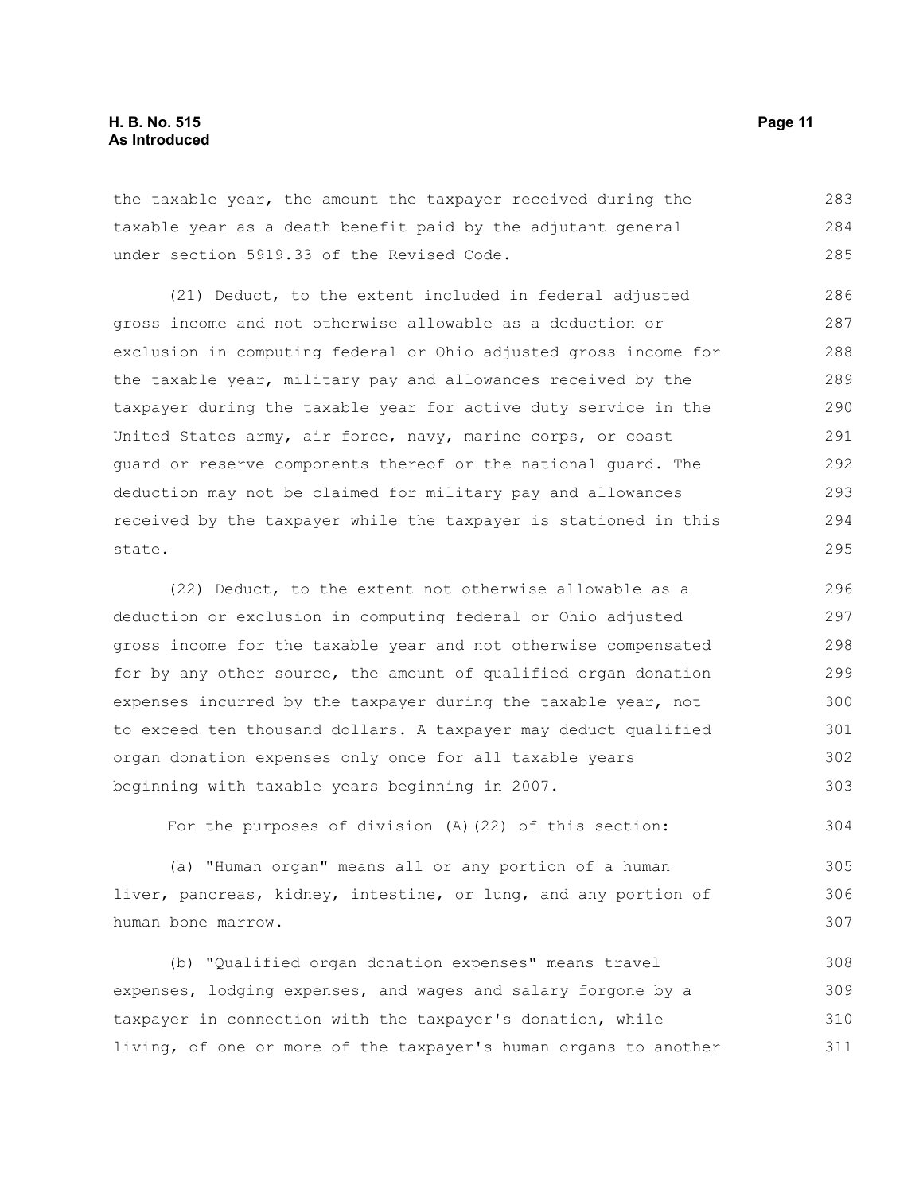the taxable year, the amount the taxpayer received during the taxable year as a death benefit paid by the adjutant general under section 5919.33 of the Revised Code.

(21) Deduct, to the extent included in federal adjusted gross income and not otherwise allowable as a deduction or exclusion in computing federal or Ohio adjusted gross income for the taxable year, military pay and allowances received by the taxpayer during the taxable year for active duty service in the United States army, air force, navy, marine corps, or coast guard or reserve components thereof or the national guard. The deduction may not be claimed for military pay and allowances received by the taxpayer while the taxpayer is stationed in this state.

(22) Deduct, to the extent not otherwise allowable as a deduction or exclusion in computing federal or Ohio adjusted gross income for the taxable year and not otherwise compensated for by any other source, the amount of qualified organ donation expenses incurred by the taxpayer during the taxable year, not to exceed ten thousand dollars. A taxpayer may deduct qualified organ donation expenses only once for all taxable years beginning with taxable years beginning in 2007.

For the purposes of division (A)(22) of this section:

(a) "Human organ" means all or any portion of a human liver, pancreas, kidney, intestine, or lung, and any portion of human bone marrow.

(b) "Qualified organ donation expenses" means travel expenses, lodging expenses, and wages and salary forgone by a taxpayer in connection with the taxpayer's donation, while living, of one or more of the taxpayer's human organs to another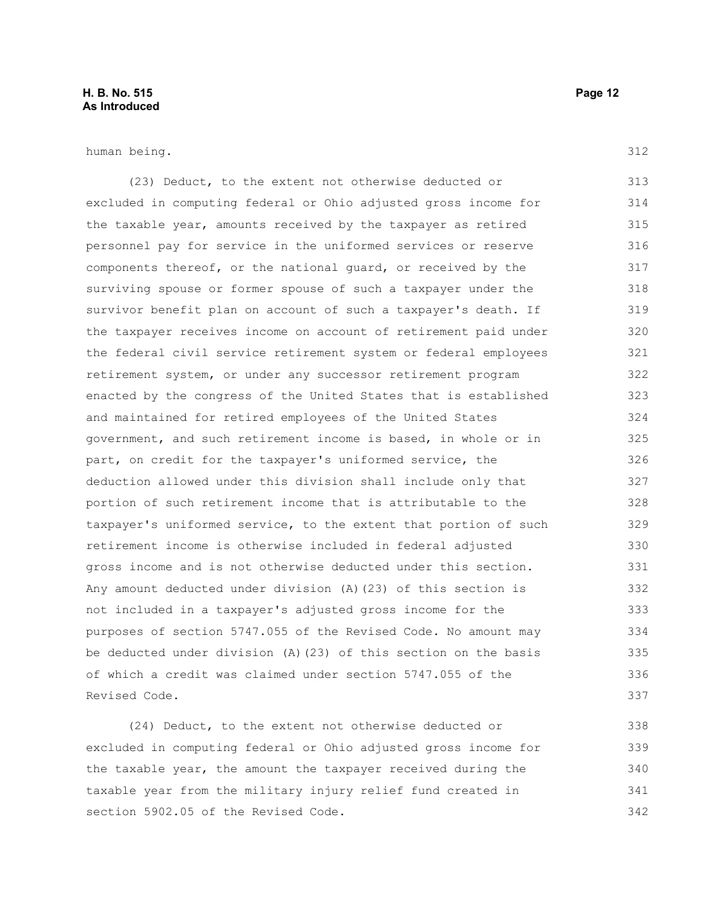human being.

(23) Deduct, to the extent not otherwise deducted or excluded in computing federal or Ohio adjusted gross income for the taxable year, amounts received by the taxpayer as retired personnel pay for service in the uniformed services or reserve components thereof, or the national guard, or received by the surviving spouse or former spouse of such a taxpayer under the survivor benefit plan on account of such a taxpayer's death. If the taxpayer receives income on account of retirement paid under the federal civil service retirement system or federal employees retirement system, or under any successor retirement program enacted by the congress of the United States that is established and maintained for retired employees of the United States government, and such retirement income is based, in whole or in part, on credit for the taxpayer's uniformed service, the deduction allowed under this division shall include only that portion of such retirement income that is attributable to the taxpayer's uniformed service, to the extent that portion of such retirement income is otherwise included in federal adjusted gross income and is not otherwise deducted under this section. Any amount deducted under division (A)(23) of this section is not included in a taxpayer's adjusted gross income for the purposes of section 5747.055 of the Revised Code. No amount may be deducted under division (A)(23) of this section on the basis of which a credit was claimed under section 5747.055 of the Revised Code.

(24) Deduct, to the extent not otherwise deducted or excluded in computing federal or Ohio adjusted gross income for the taxable year, the amount the taxpayer received during the taxable year from the military injury relief fund created in section 5902.05 of the Revised Code.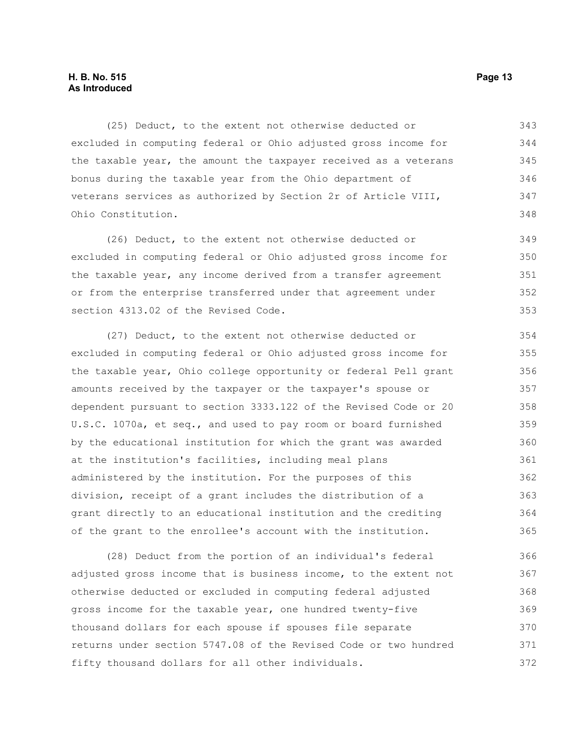(25) Deduct, to the extent not otherwise deducted or excluded in computing federal or Ohio adjusted gross income for the taxable year, the amount the taxpayer received as a veterans bonus during the taxable year from the Ohio department of veterans services as authorized by Section 2r of Article VIII, Ohio Constitution.

(26) Deduct, to the extent not otherwise deducted or excluded in computing federal or Ohio adjusted gross income for the taxable year, any income derived from a transfer agreement or from the enterprise transferred under that agreement under section 4313.02 of the Revised Code.

(27) Deduct, to the extent not otherwise deducted or excluded in computing federal or Ohio adjusted gross income for the taxable year, Ohio college opportunity or federal Pell grant amounts received by the taxpayer or the taxpayer's spouse or dependent pursuant to section 3333.122 of the Revised Code or 20 U.S.C. 1070a, et seq., and used to pay room or board furnished by the educational institution for which the grant was awarded at the institution's facilities, including meal plans administered by the institution. For the purposes of this division, receipt of a grant includes the distribution of a grant directly to an educational institution and the crediting of the grant to the enrollee's account with the institution.

(28) Deduct from the portion of an individual's federal adjusted gross income that is business income, to the extent not otherwise deducted or excluded in computing federal adjusted gross income for the taxable year, one hundred twenty-five thousand dollars for each spouse if spouses file separate returns under section 5747.08 of the Revised Code or two hundred fifty thousand dollars for all other individuals.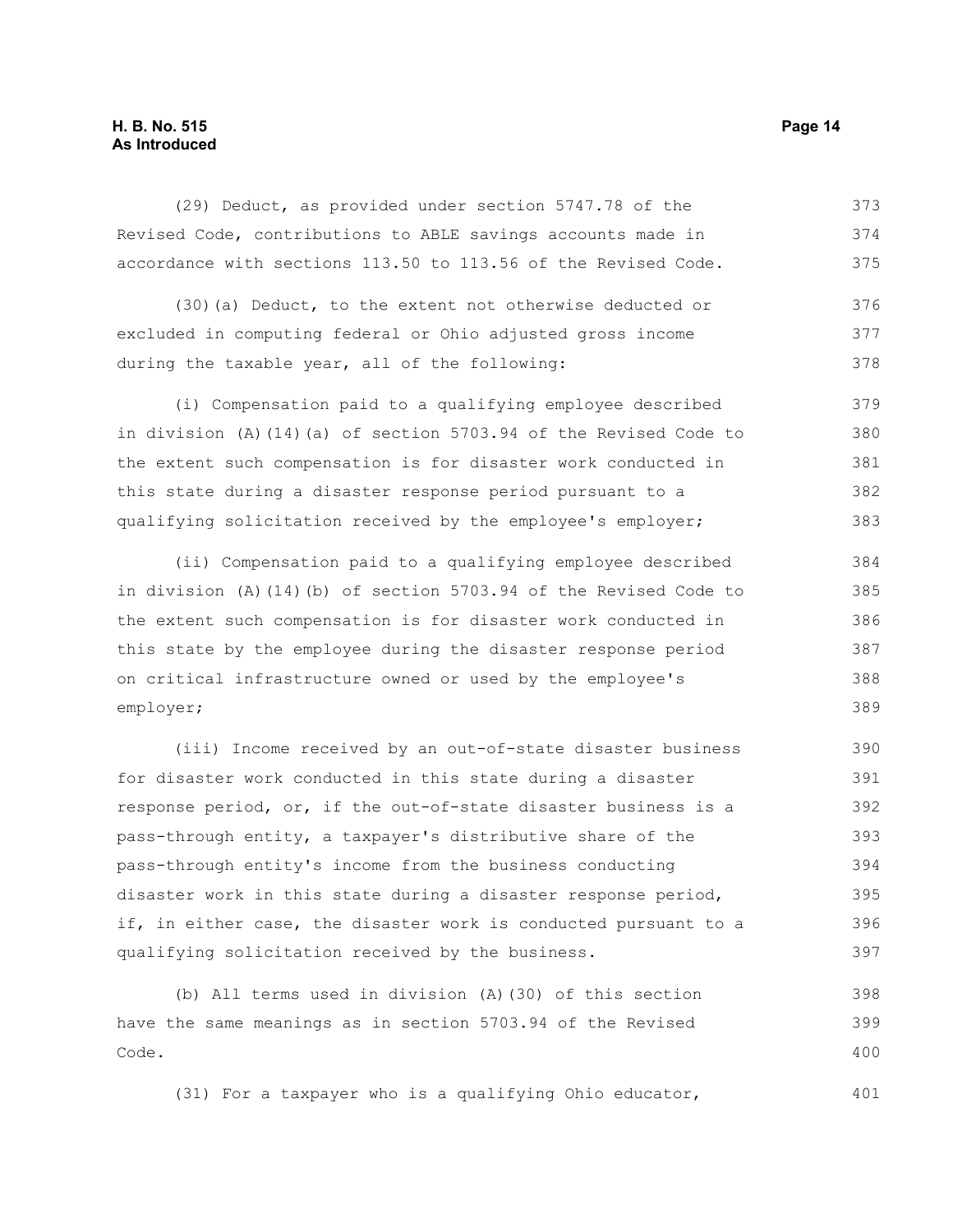(29) Deduct, as provided under section 5747.78 of the Revised Code, contributions to ABLE savings accounts made in accordance with sections 113.50 to 113.56 of the Revised Code.

(30)(a) Deduct, to the extent not otherwise deducted or excluded in computing federal or Ohio adjusted gross income during the taxable year, all of the following:

(i) Compensation paid to a qualifying employee described in division (A)(14)(a) of section 5703.94 of the Revised Code to the extent such compensation is for disaster work conducted in this state during a disaster response period pursuant to a qualifying solicitation received by the employee's employer;

(ii) Compensation paid to a qualifying employee described in division (A)(14)(b) of section 5703.94 of the Revised Code to the extent such compensation is for disaster work conducted in this state by the employee during the disaster response period on critical infrastructure owned or used by the employee's employer;

(iii) Income received by an out-of-state disaster business for disaster work conducted in this state during a disaster response period, or, if the out-of-state disaster business is a pass-through entity, a taxpayer's distributive share of the pass-through entity's income from the business conducting disaster work in this state during a disaster response period, if, in either case, the disaster work is conducted pursuant to a qualifying solicitation received by the business.

(b) All terms used in division (A)(30) of this section have the same meanings as in section 5703.94 of the Revised Code.

(31) For a taxpayer who is a qualifying Ohio educator,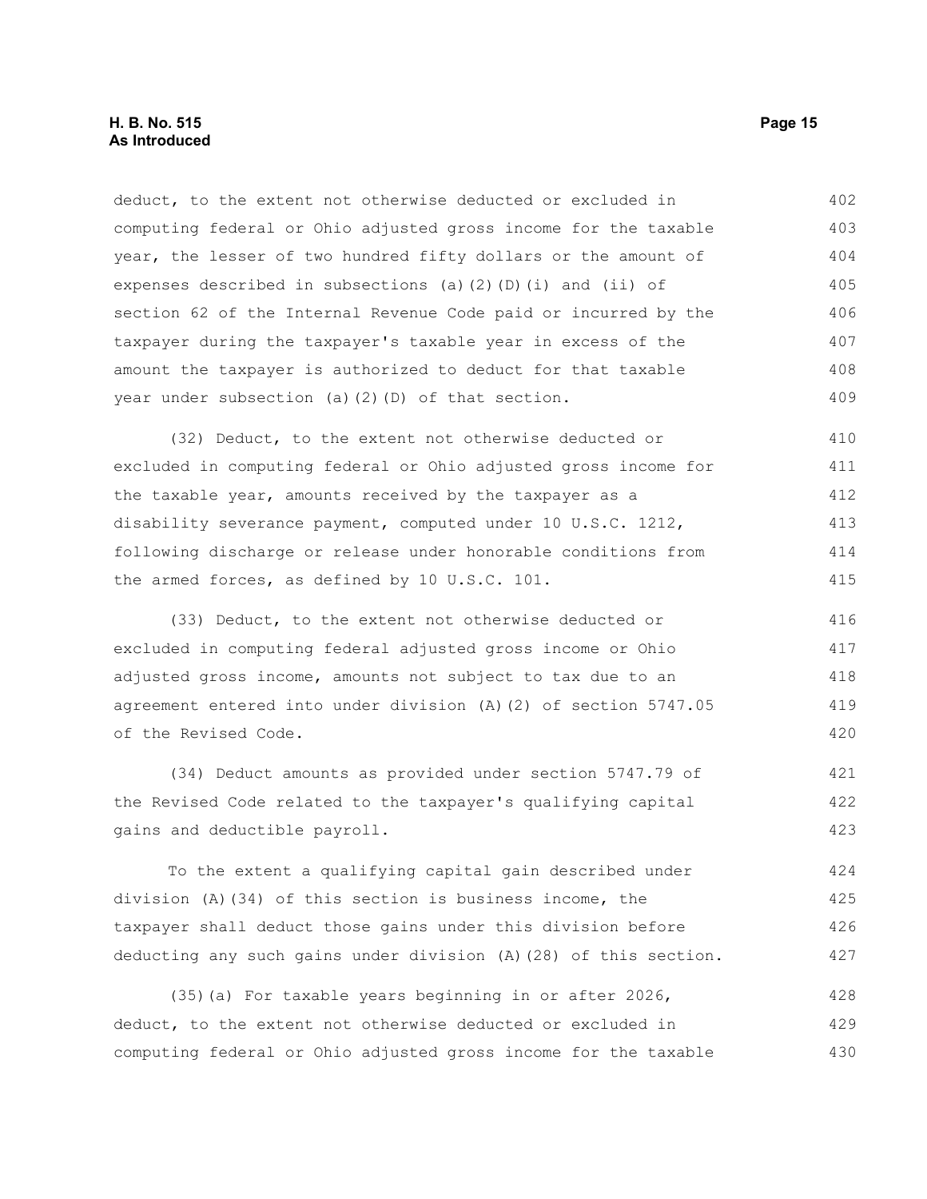deduct, to the extent not otherwise deducted or excluded in computing federal or Ohio adjusted gross income for the taxable year, the lesser of two hundred fifty dollars or the amount of expenses described in subsections (a)(2)(D)(i) and (ii) of section 62 of the Internal Revenue Code paid or incurred by the taxpayer during the taxpayer's taxable year in excess of the amount the taxpayer is authorized to deduct for that taxable year under subsection (a)(2)(D) of that section.

(32) Deduct, to the extent not otherwise deducted or excluded in computing federal or Ohio adjusted gross income for the taxable year, amounts received by the taxpayer as a disability severance payment, computed under 10 U.S.C. 1212, following discharge or release under honorable conditions from the armed forces, as defined by 10 U.S.C. 101.

(33) Deduct, to the extent not otherwise deducted or excluded in computing federal adjusted gross income or Ohio adjusted gross income, amounts not subject to tax due to an agreement entered into under division (A)(2) of section 5747.05 of the Revised Code.

(34) Deduct amounts as provided under section 5747.79 of the Revised Code related to the taxpayer's qualifying capital gains and deductible payroll.

To the extent a qualifying capital gain described under division (A)(34) of this section is business income, the taxpayer shall deduct those gains under this division before deducting any such gains under division (A)(28) of this section.

(35)(a) For taxable years beginning in or after 2026, deduct, to the extent not otherwise deducted or excluded in computing federal or Ohio adjusted gross income for the taxable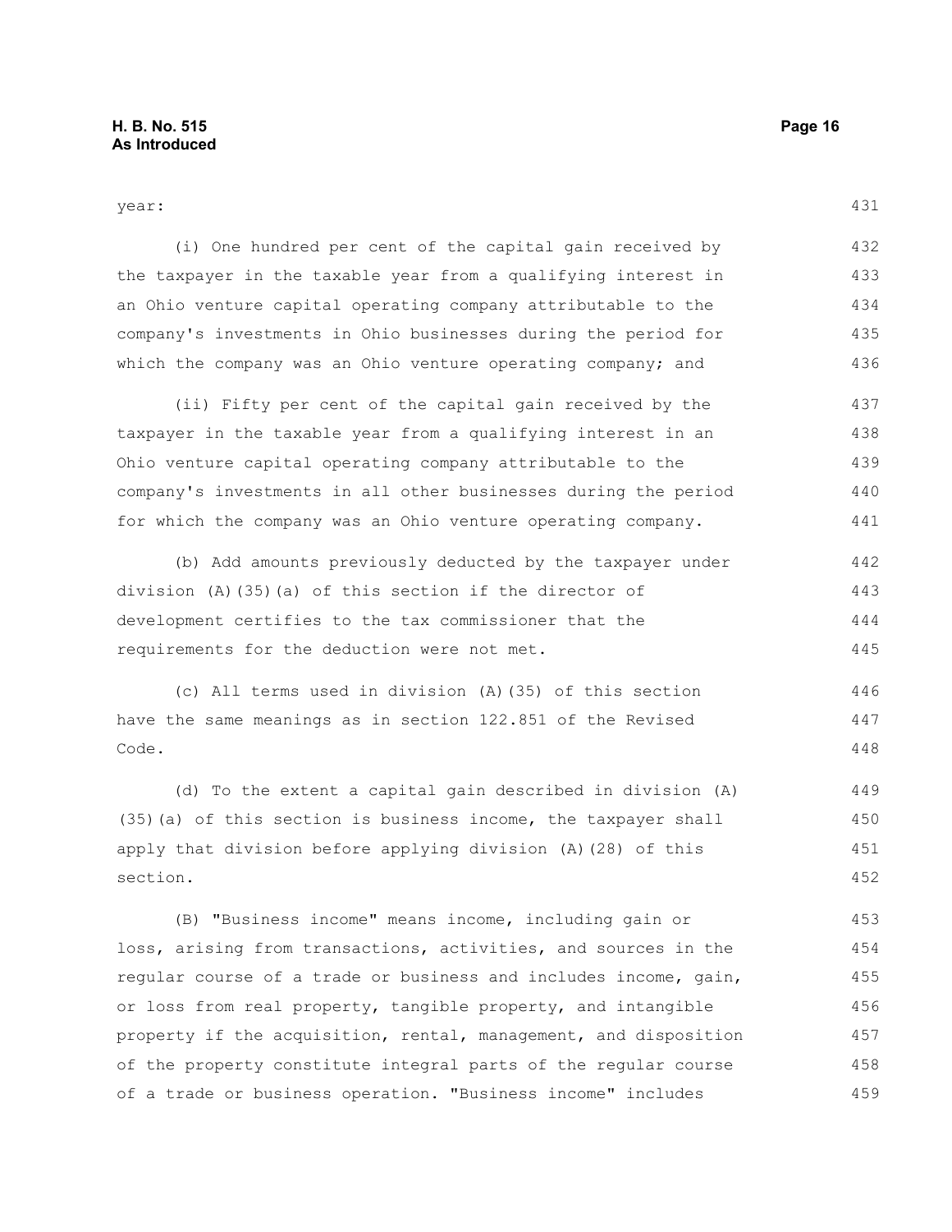year:

(i) One hundred per cent of the capital gain received by the taxpayer in the taxable year from a qualifying interest in an Ohio venture capital operating company attributable to the company's investments in Ohio businesses during the period for which the company was an Ohio venture operating company; and

(ii) Fifty per cent of the capital gain received by the taxpayer in the taxable year from a qualifying interest in an Ohio venture capital operating company attributable to the company's investments in all other businesses during the period for which the company was an Ohio venture operating company.

(b) Add amounts previously deducted by the taxpayer under division (A)(35)(a) of this section if the director of development certifies to the tax commissioner that the requirements for the deduction were not met.

(c) All terms used in division (A)(35) of this section have the same meanings as in section 122.851 of the Revised Code.

(d) To the extent a capital gain described in division (A)(35)(a) of this section is business income, the taxpayer shall apply that division before applying division (A)(28) of this section.

(B) "Business income" means income, including gain or loss, arising from transactions, activities, and sources in the regular course of a trade or business and includes income, gain, or loss from real property, tangible property, and intangible property if the acquisition, rental, management, and disposition of the property constitute integral parts of the regular course of a trade or business operation. "Business income" includes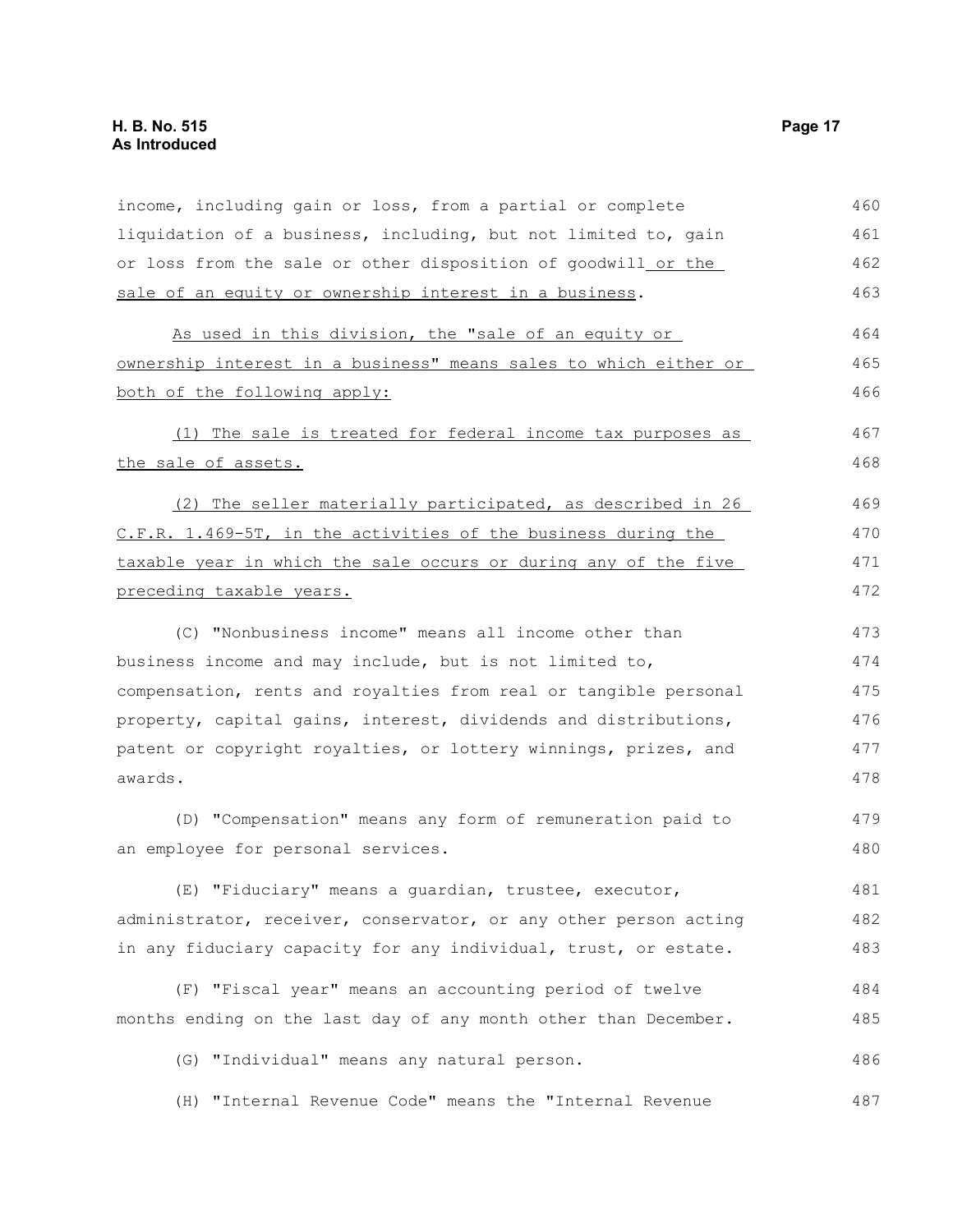income, including gain or loss, from a partial or complete liquidation of a business, including, but not limited to, gain or loss from the sale or other disposition of goodwill or the sale of an equity or ownership interest in a business.

As used in this division, the "sale of an equity or ownership interest in a business" means sales to which either or both of the following apply:

(1) The sale is treated for federal income tax purposes as the sale of assets.

(2) The seller materially participated, as described in 26 C.F.R. 1.469-5T, in the activities of the business during the taxable year in which the sale occurs or during any of the five preceding taxable years.

(C) "Nonbusiness income" means all income other than business income and may include, but is not limited to, compensation, rents and royalties from real or tangible personal property, capital gains, interest, dividends and distributions, patent or copyright royalties, or lottery winnings, prizes, and awards.

(D) "Compensation" means any form of remuneration paid to an employee for personal services.

(E) "Fiduciary" means a guardian, trustee, executor, administrator, receiver, conservator, or any other person acting in any fiduciary capacity for any individual, trust, or estate.

(F) "Fiscal year" means an accounting period of twelve months ending on the last day of any month other than December.

(G) "Individual" means any natural person.

(H) "Internal Revenue Code" means the "Internal Revenue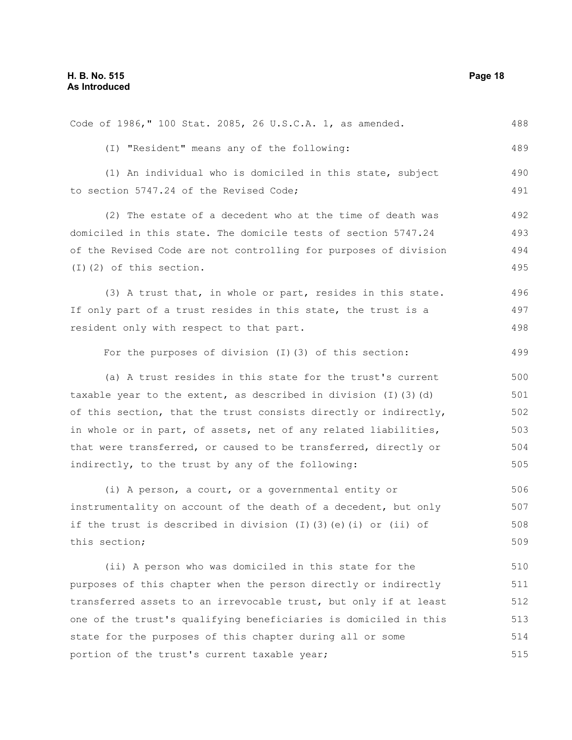Code of 1986," 100 Stat. 2085, 26 U.S.C.A. 1, as amended.

(I) "Resident" means any of the following:

(1) An individual who is domiciled in this state, subject to section 5747.24 of the Revised Code;

(2) The estate of a decedent who at the time of death was domiciled in this state. The domicile tests of section 5747.24 of the Revised Code are not controlling for purposes of division (I)(2) of this section.

(3) A trust that, in whole or part, resides in this state. If only part of a trust resides in this state, the trust is a resident only with respect to that part.

For the purposes of division (I)(3) of this section:

(a) A trust resides in this state for the trust's current taxable year to the extent, as described in division (I)(3)(d) of this section, that the trust consists directly or indirectly, in whole or in part, of assets, net of any related liabilities, that were transferred, or caused to be transferred, directly or indirectly, to the trust by any of the following:

(i) A person, a court, or a governmental entity or instrumentality on account of the death of a decedent, but only if the trust is described in division (I)(3)(e)(i) or (ii) of this section;

(ii) A person who was domiciled in this state for the purposes of this chapter when the person directly or indirectly transferred assets to an irrevocable trust, but only if at least one of the trust's qualifying beneficiaries is domiciled in this state for the purposes of this chapter during all or some portion of the trust's current taxable year;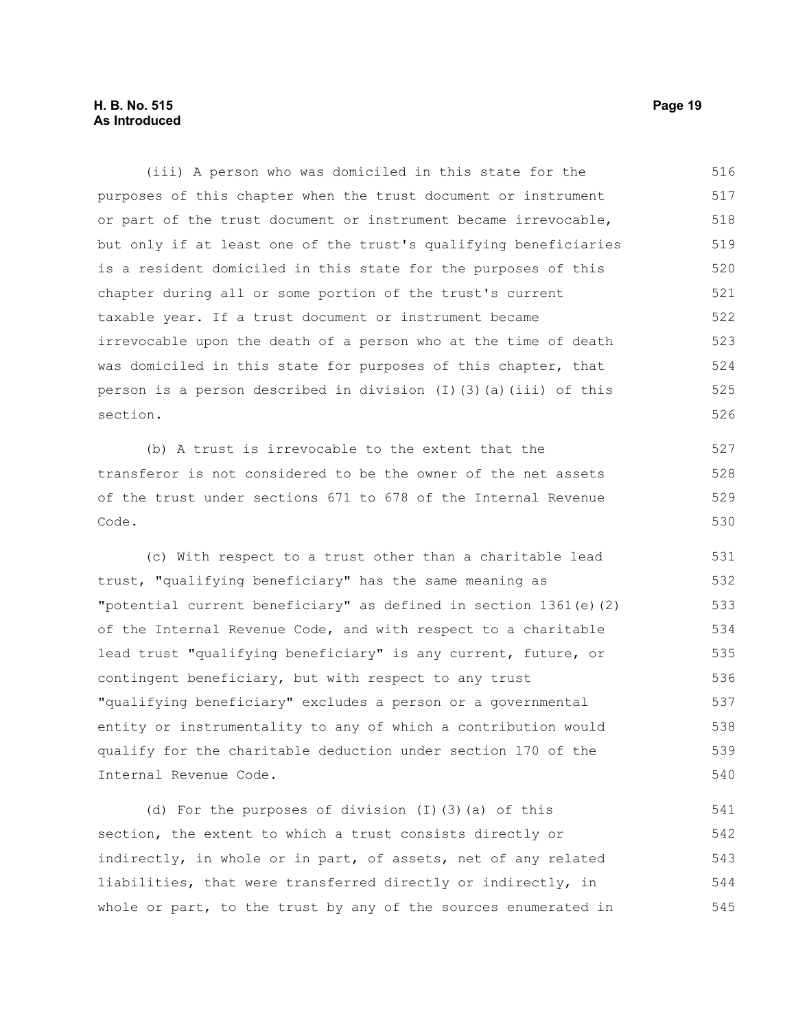(iii) A person who was domiciled in this state for the purposes of this chapter when the trust document or instrument or part of the trust document or instrument became irrevocable, but only if at least one of the trust's qualifying beneficiaries is a resident domiciled in this state for the purposes of this chapter during all or some portion of the trust's current taxable year. If a trust document or instrument became irrevocable upon the death of a person who at the time of death was domiciled in this state for purposes of this chapter, that person is a person described in division (I)(3)(a)(iii) of this section.

(b) A trust is irrevocable to the extent that the transferor is not considered to be the owner of the net assets of the trust under sections 671 to 678 of the Internal Revenue Code.

(c) With respect to a trust other than a charitable lead trust, "qualifying beneficiary" has the same meaning as "potential current beneficiary" as defined in section 1361(e)(2) of the Internal Revenue Code, and with respect to a charitable lead trust "qualifying beneficiary" is any current, future, or contingent beneficiary, but with respect to any trust "qualifying beneficiary" excludes a person or a governmental entity or instrumentality to any of which a contribution would qualify for the charitable deduction under section 170 of the Internal Revenue Code.

(d) For the purposes of division (I)(3)(a) of this section, the extent to which a trust consists directly or indirectly, in whole or in part, of assets, net of any related liabilities, that were transferred directly or indirectly, in whole or part, to the trust by any of the sources enumerated in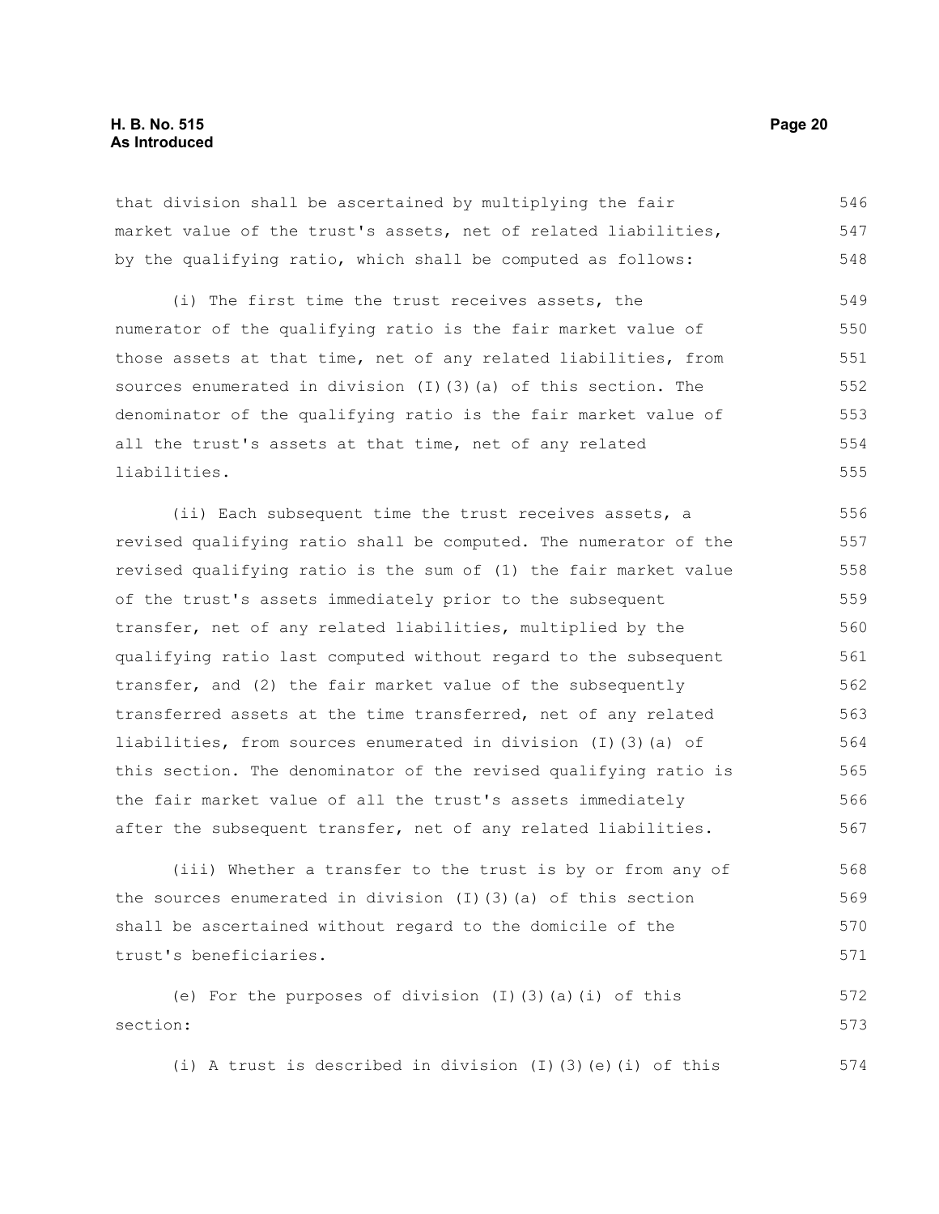that division shall be ascertained by multiplying the fair market value of the trust's assets, net of related liabilities, by the qualifying ratio, which shall be computed as follows:

(i) The first time the trust receives assets, the numerator of the qualifying ratio is the fair market value of those assets at that time, net of any related liabilities, from sources enumerated in division (I)(3)(a) of this section. The denominator of the qualifying ratio is the fair market value of all the trust's assets at that time, net of any related liabilities.

(ii) Each subsequent time the trust receives assets, a revised qualifying ratio shall be computed. The numerator of the revised qualifying ratio is the sum of (1) the fair market value of the trust's assets immediately prior to the subsequent transfer, net of any related liabilities, multiplied by the qualifying ratio last computed without regard to the subsequent transfer, and (2) the fair market value of the subsequently transferred assets at the time transferred, net of any related liabilities, from sources enumerated in division (I)(3)(a) of this section. The denominator of the revised qualifying ratio is the fair market value of all the trust's assets immediately after the subsequent transfer, net of any related liabilities.

(iii) Whether a transfer to the trust is by or from any of the sources enumerated in division (I)(3)(a) of this section shall be ascertained without regard to the domicile of the trust's beneficiaries.

(e) For the purposes of division (I)(3)(a)(i) of this section:

(i) A trust is described in division (I)(3)(e)(i) of this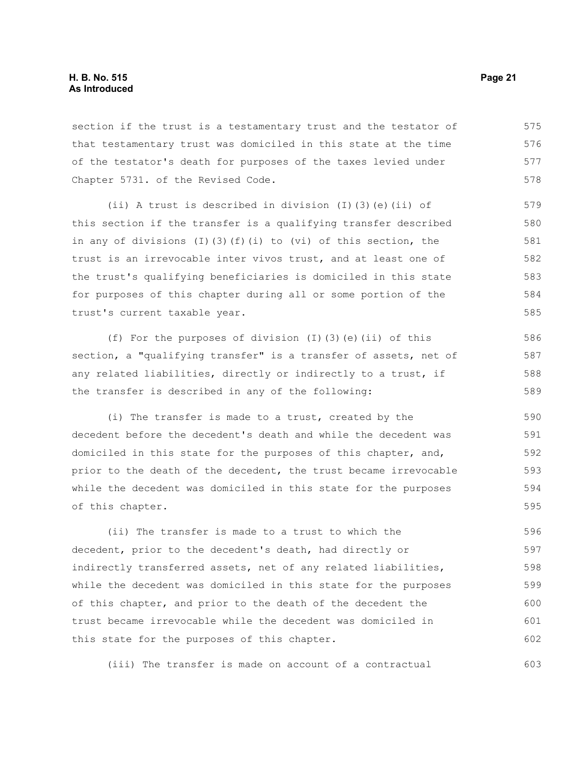section if the trust is a testamentary trust and the testator of that testamentary trust was domiciled in this state at the time of the testator's death for purposes of the taxes levied under Chapter 5731. of the Revised Code.

(ii) A trust is described in division (I)(3)(e)(ii) of this section if the transfer is a qualifying transfer described in any of divisions (I)(3)(f)(i) to (vi) of this section, the trust is an irrevocable inter vivos trust, and at least one of the trust's qualifying beneficiaries is domiciled in this state for purposes of this chapter during all or some portion of the trust's current taxable year.

(f) For the purposes of division (I)(3)(e)(ii) of this section, a "qualifying transfer" is a transfer of assets, net of any related liabilities, directly or indirectly to a trust, if the transfer is described in any of the following:

(i) The transfer is made to a trust, created by the decedent before the decedent's death and while the decedent was domiciled in this state for the purposes of this chapter, and, prior to the death of the decedent, the trust became irrevocable while the decedent was domiciled in this state for the purposes of this chapter.

(ii) The transfer is made to a trust to which the decedent, prior to the decedent's death, had directly or indirectly transferred assets, net of any related liabilities, while the decedent was domiciled in this state for the purposes of this chapter, and prior to the death of the decedent the trust became irrevocable while the decedent was domiciled in this state for the purposes of this chapter.

(iii) The transfer is made on account of a contractual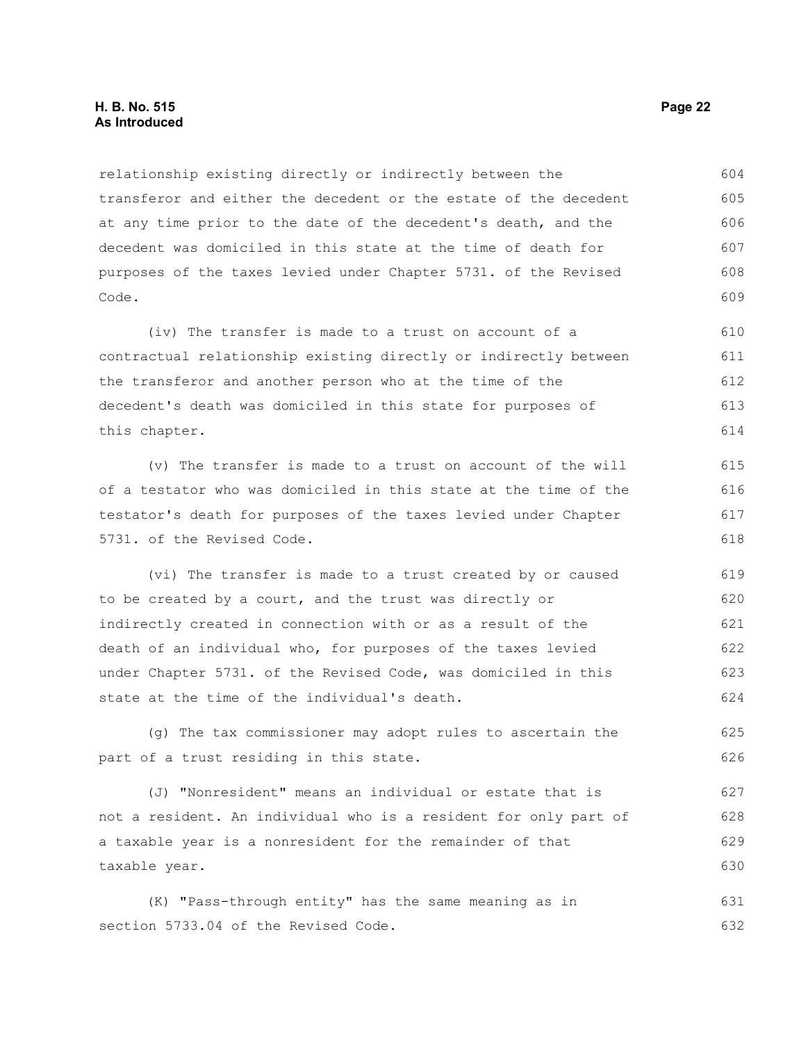relationship existing directly or indirectly between the transferor and either the decedent or the estate of the decedent at any time prior to the date of the decedent's death, and the decedent was domiciled in this state at the time of death for purposes of the taxes levied under Chapter 5731. of the Revised Code.

(iv) The transfer is made to a trust on account of a contractual relationship existing directly or indirectly between the transferor and another person who at the time of the decedent's death was domiciled in this state for purposes of this chapter.

(v) The transfer is made to a trust on account of the will of a testator who was domiciled in this state at the time of the testator's death for purposes of the taxes levied under Chapter 5731. of the Revised Code.

(vi) The transfer is made to a trust created by or caused to be created by a court, and the trust was directly or indirectly created in connection with or as a result of the death of an individual who, for purposes of the taxes levied under Chapter 5731. of the Revised Code, was domiciled in this state at the time of the individual's death.

(g) The tax commissioner may adopt rules to ascertain the part of a trust residing in this state.

(J) "Nonresident" means an individual or estate that is not a resident. An individual who is a resident for only part of a taxable year is a nonresident for the remainder of that taxable year.

(K) "Pass-through entity" has the same meaning as in section 5733.04 of the Revised Code.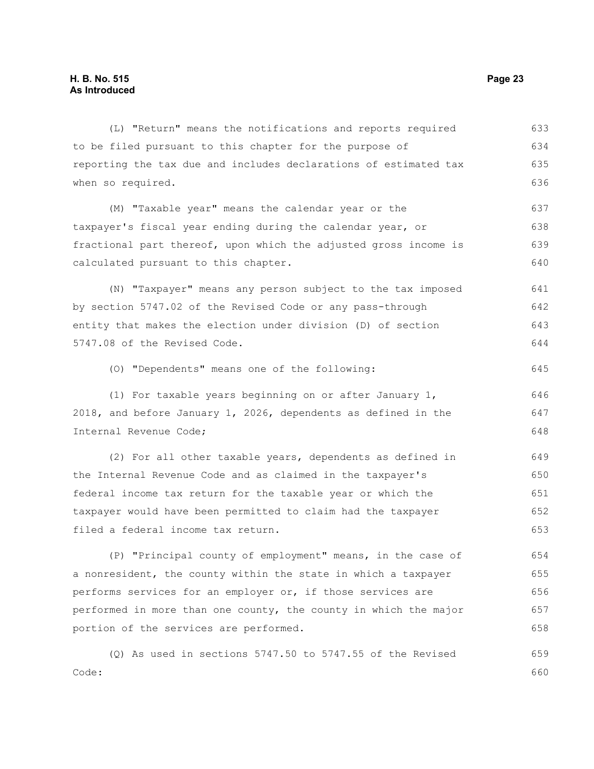(L) "Return" means the notifications and reports required to be filed pursuant to this chapter for the purpose of reporting the tax due and includes declarations of estimated tax when so required.

(M) "Taxable year" means the calendar year or the taxpayer's fiscal year ending during the calendar year, or fractional part thereof, upon which the adjusted gross income is calculated pursuant to this chapter.

(N) "Taxpayer" means any person subject to the tax imposed by section 5747.02 of the Revised Code or any pass-through entity that makes the election under division (D) of section 5747.08 of the Revised Code.

(O) "Dependents" means one of the following:

(1) For taxable years beginning on or after January 1, 2018, and before January 1, 2026, dependents as defined in the Internal Revenue Code;

(2) For all other taxable years, dependents as defined in the Internal Revenue Code and as claimed in the taxpayer's federal income tax return for the taxable year or which the taxpayer would have been permitted to claim had the taxpayer filed a federal income tax return.

(P) "Principal county of employment" means, in the case of a nonresident, the county within the state in which a taxpayer performs services for an employer or, if those services are performed in more than one county, the county in which the major portion of the services are performed.

(Q) As used in sections 5747.50 to 5747.55 of the Revised Code: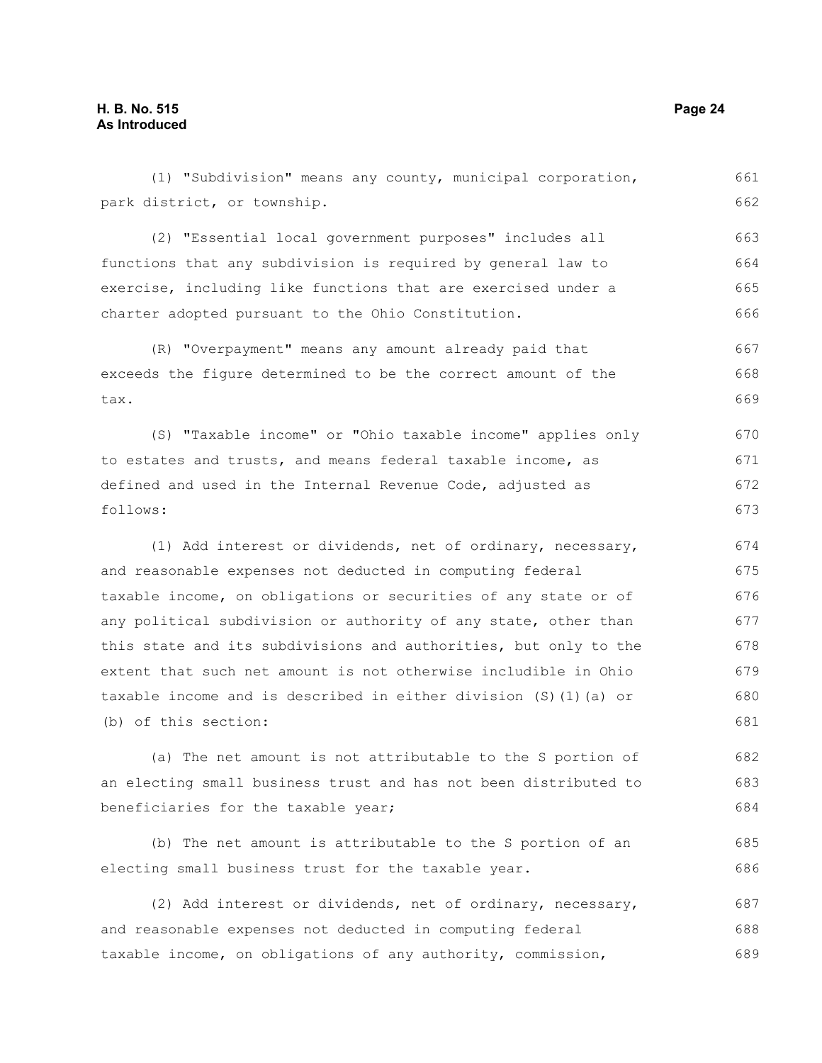(1) "Subdivision" means any county, municipal corporation, park district, or township.

(2) "Essential local government purposes" includes all functions that any subdivision is required by general law to exercise, including like functions that are exercised under a charter adopted pursuant to the Ohio Constitution.

(R) "Overpayment" means any amount already paid that exceeds the figure determined to be the correct amount of the tax.

(S) "Taxable income" or "Ohio taxable income" applies only to estates and trusts, and means federal taxable income, as defined and used in the Internal Revenue Code, adjusted as follows:

(1) Add interest or dividends, net of ordinary, necessary, and reasonable expenses not deducted in computing federal taxable income, on obligations or securities of any state or of any political subdivision or authority of any state, other than this state and its subdivisions and authorities, but only to the extent that such net amount is not otherwise includible in Ohio taxable income and is described in either division (S)(1)(a) or (b) of this section:

(a) The net amount is not attributable to the S portion of an electing small business trust and has not been distributed to beneficiaries for the taxable year;

(b) The net amount is attributable to the S portion of an electing small business trust for the taxable year.

(2) Add interest or dividends, net of ordinary, necessary, and reasonable expenses not deducted in computing federal taxable income, on obligations of any authority, commission,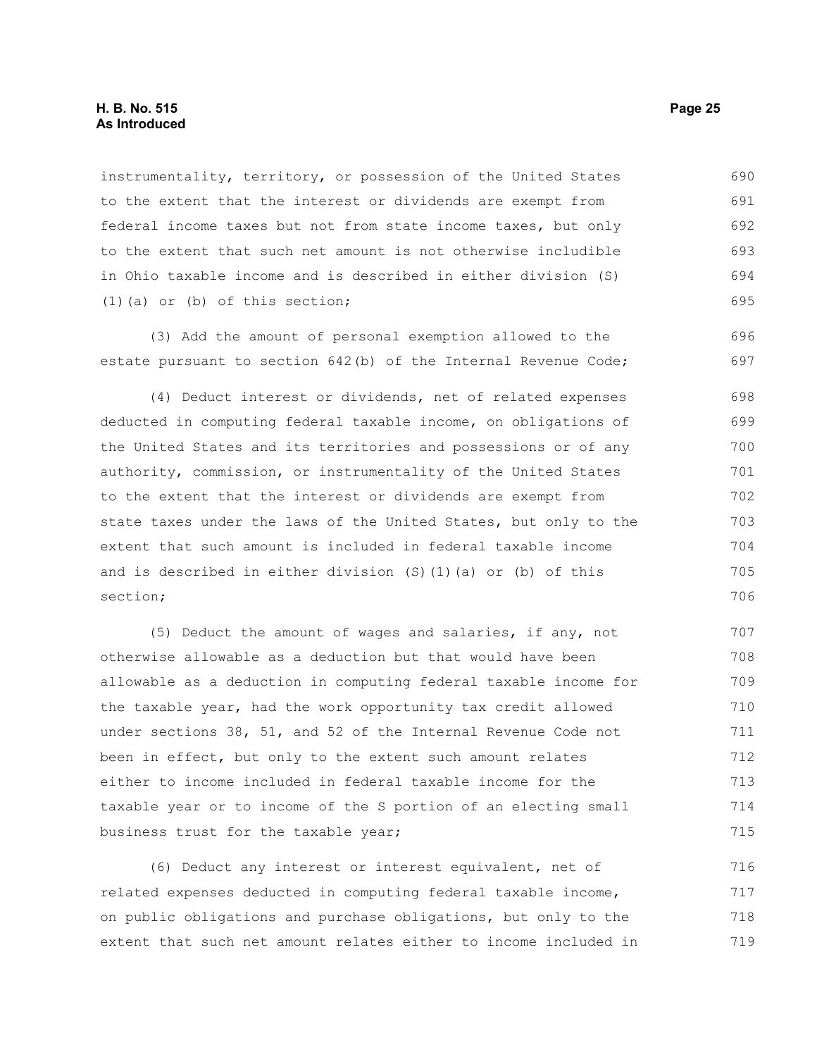instrumentality, territory, or possession of the United States to the extent that the interest or dividends are exempt from federal income taxes but not from state income taxes, but only to the extent that such net amount is not otherwise includible in Ohio taxable income and is described in either division (S)(1)(a) or (b) of this section;

(3) Add the amount of personal exemption allowed to the estate pursuant to section 642(b) of the Internal Revenue Code;

(4) Deduct interest or dividends, net of related expenses deducted in computing federal taxable income, on obligations of the United States and its territories and possessions or of any authority, commission, or instrumentality of the United States to the extent that the interest or dividends are exempt from state taxes under the laws of the United States, but only to the extent that such amount is included in federal taxable income and is described in either division (S)(1)(a) or (b) of this section;

(5) Deduct the amount of wages and salaries, if any, not otherwise allowable as a deduction but that would have been allowable as a deduction in computing federal taxable income for the taxable year, had the work opportunity tax credit allowed under sections 38, 51, and 52 of the Internal Revenue Code not been in effect, but only to the extent such amount relates either to income included in federal taxable income for the taxable year or to income of the S portion of an electing small business trust for the taxable year;

(6) Deduct any interest or interest equivalent, net of related expenses deducted in computing federal taxable income, on public obligations and purchase obligations, but only to the extent that such net amount relates either to income included in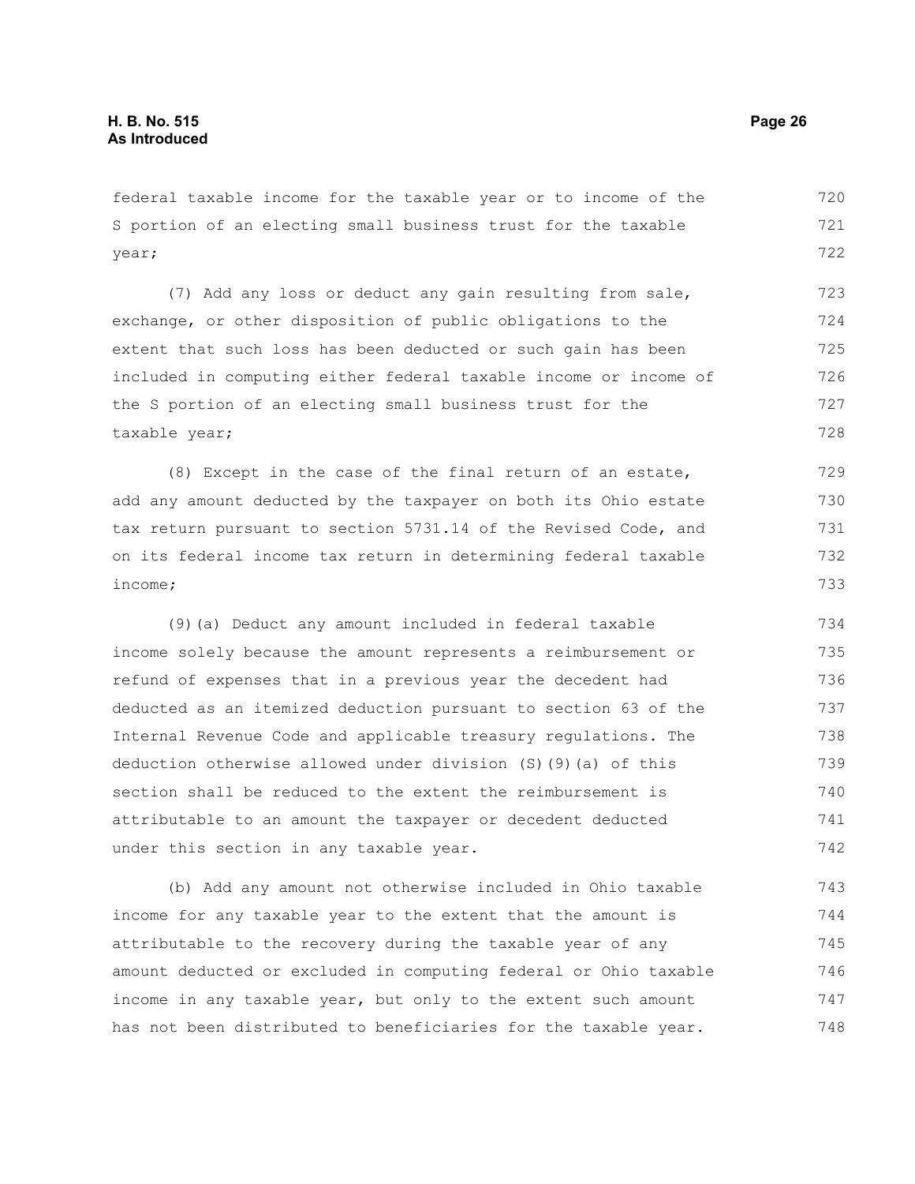federal taxable income for the taxable year or to income of the S portion of an electing small business trust for the taxable year;

(7) Add any loss or deduct any gain resulting from sale, exchange, or other disposition of public obligations to the extent that such loss has been deducted or such gain has been included in computing either federal taxable income or income of the S portion of an electing small business trust for the taxable year;

(8) Except in the case of the final return of an estate, add any amount deducted by the taxpayer on both its Ohio estate tax return pursuant to section 5731.14 of the Revised Code, and on its federal income tax return in determining federal taxable income;

(9)(a) Deduct any amount included in federal taxable income solely because the amount represents a reimbursement or refund of expenses that in a previous year the decedent had deducted as an itemized deduction pursuant to section 63 of the Internal Revenue Code and applicable treasury regulations. The deduction otherwise allowed under division (S)(9)(a) of this section shall be reduced to the extent the reimbursement is attributable to an amount the taxpayer or decedent deducted under this section in any taxable year.

(b) Add any amount not otherwise included in Ohio taxable income for any taxable year to the extent that the amount is attributable to the recovery during the taxable year of any amount deducted or excluded in computing federal or Ohio taxable income in any taxable year, but only to the extent such amount has not been distributed to beneficiaries for the taxable year.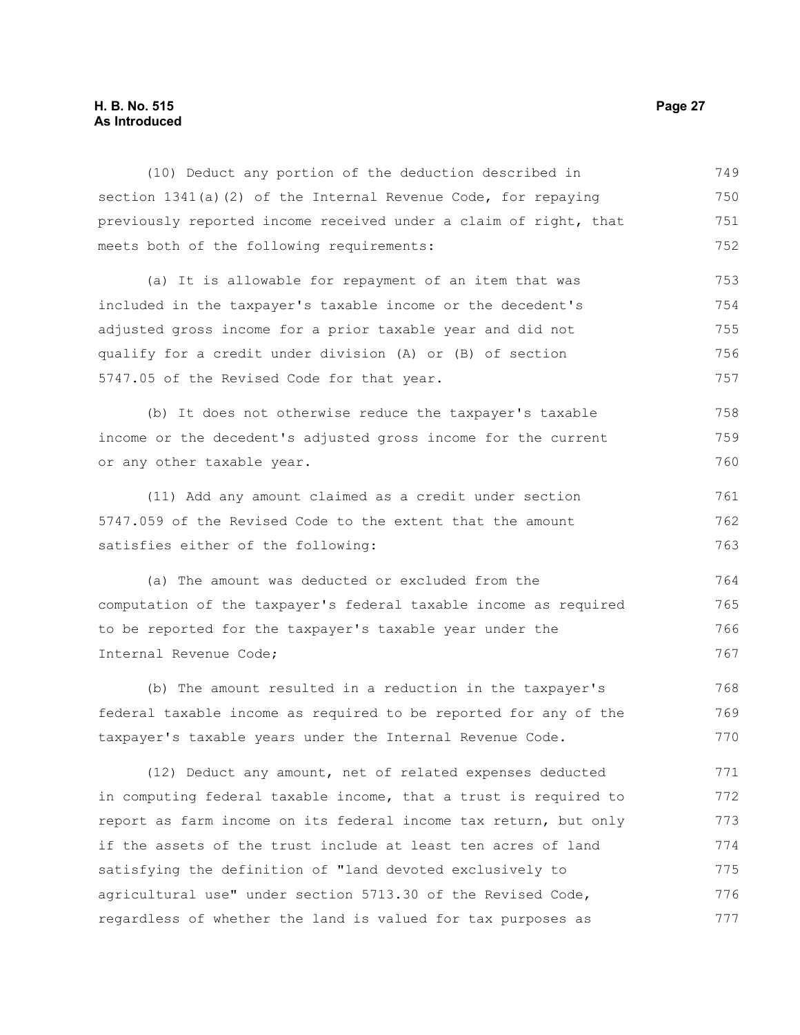(10) Deduct any portion of the deduction described in section 1341(a)(2) of the Internal Revenue Code, for repaying previously reported income received under a claim of right, that meets both of the following requirements:

(a) It is allowable for repayment of an item that was included in the taxpayer's taxable income or the decedent's adjusted gross income for a prior taxable year and did not qualify for a credit under division (A) or (B) of section 5747.05 of the Revised Code for that year.

(b) It does not otherwise reduce the taxpayer's taxable income or the decedent's adjusted gross income for the current or any other taxable year.

(11) Add any amount claimed as a credit under section 5747.059 of the Revised Code to the extent that the amount satisfies either of the following:

(a) The amount was deducted or excluded from the computation of the taxpayer's federal taxable income as required to be reported for the taxpayer's taxable year under the Internal Revenue Code;

(b) The amount resulted in a reduction in the taxpayer's federal taxable income as required to be reported for any of the taxpayer's taxable years under the Internal Revenue Code.

(12) Deduct any amount, net of related expenses deducted in computing federal taxable income, that a trust is required to report as farm income on its federal income tax return, but only if the assets of the trust include at least ten acres of land satisfying the definition of "land devoted exclusively to agricultural use" under section 5713.30 of the Revised Code, regardless of whether the land is valued for tax purposes as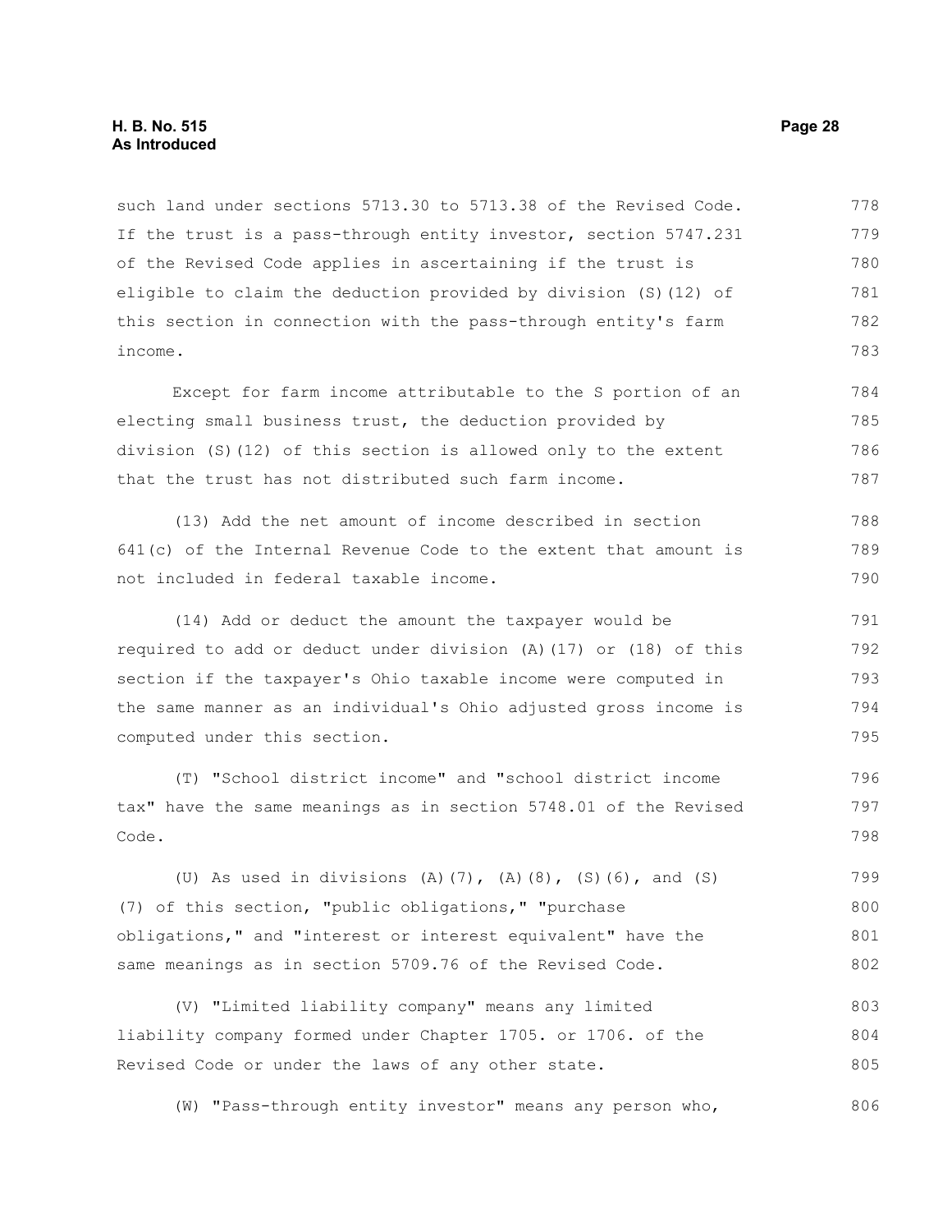such land under sections 5713.30 to 5713.38 of the Revised Code. If the trust is a pass-through entity investor, section 5747.231 of the Revised Code applies in ascertaining if the trust is eligible to claim the deduction provided by division (S)(12) of this section in connection with the pass-through entity's farm income.

Except for farm income attributable to the S portion of an electing small business trust, the deduction provided by division (S)(12) of this section is allowed only to the extent that the trust has not distributed such farm income.

(13) Add the net amount of income described in section 641(c) of the Internal Revenue Code to the extent that amount is not included in federal taxable income.

(14) Add or deduct the amount the taxpayer would be required to add or deduct under division (A)(17) or (18) of this section if the taxpayer's Ohio taxable income were computed in the same manner as an individual's Ohio adjusted gross income is computed under this section.

(T) "School district income" and "school district income tax" have the same meanings as in section 5748.01 of the Revised Code.

(U) As used in divisions (A)(7), (A)(8), (S)(6), and (S)(7) of this section, "public obligations," "purchase obligations," and "interest or interest equivalent" have the same meanings as in section 5709.76 of the Revised Code.

(V) "Limited liability company" means any limited liability company formed under Chapter 1705. or 1706. of the Revised Code or under the laws of any other state.

(W) "Pass-through entity investor" means any person who,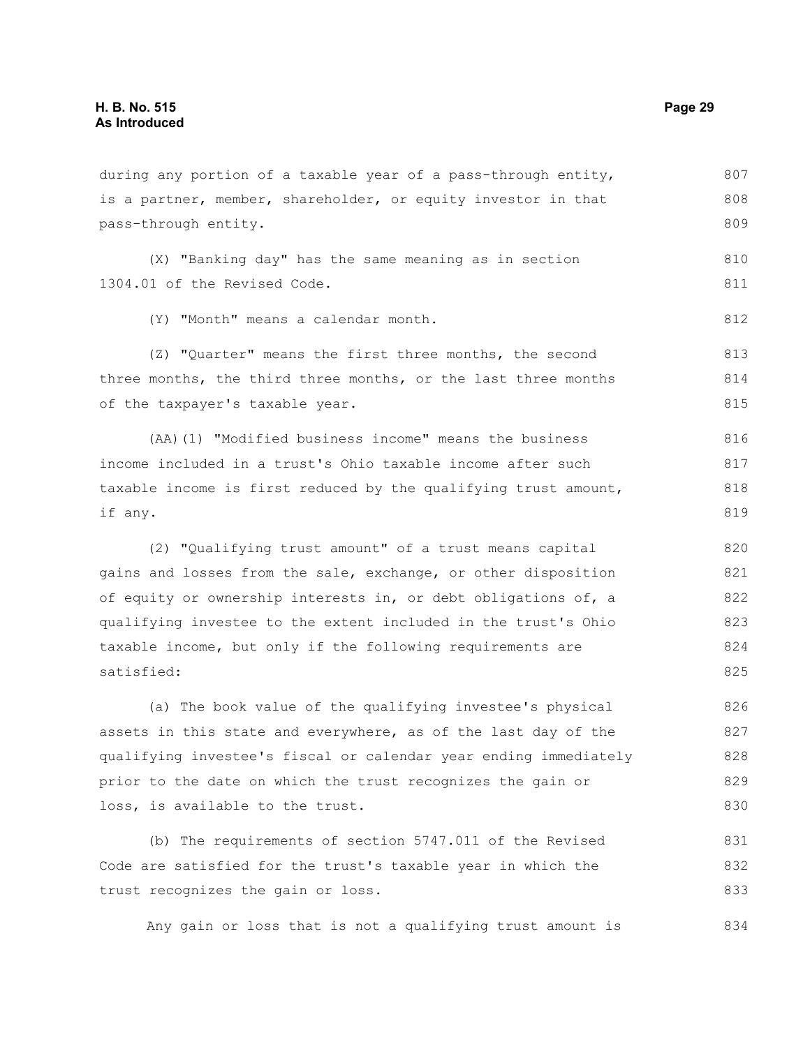during any portion of a taxable year of a pass-through entity, is a partner, member, shareholder, or equity investor in that pass-through entity.

(X) "Banking day" has the same meaning as in section 1304.01 of the Revised Code.

(Y) "Month" means a calendar month.

(Z) "Quarter" means the first three months, the second three months, the third three months, or the last three months of the taxpayer's taxable year.

(AA)(1) "Modified business income" means the business income included in a trust's Ohio taxable income after such taxable income is first reduced by the qualifying trust amount, if any.

(2) "Qualifying trust amount" of a trust means capital gains and losses from the sale, exchange, or other disposition of equity or ownership interests in, or debt obligations of, a qualifying investee to the extent included in the trust's Ohio taxable income, but only if the following requirements are satisfied:

(a) The book value of the qualifying investee's physical assets in this state and everywhere, as of the last day of the qualifying investee's fiscal or calendar year ending immediately prior to the date on which the trust recognizes the gain or loss, is available to the trust.

(b) The requirements of section 5747.011 of the Revised Code are satisfied for the trust's taxable year in which the trust recognizes the gain or loss.

Any gain or loss that is not a qualifying trust amount is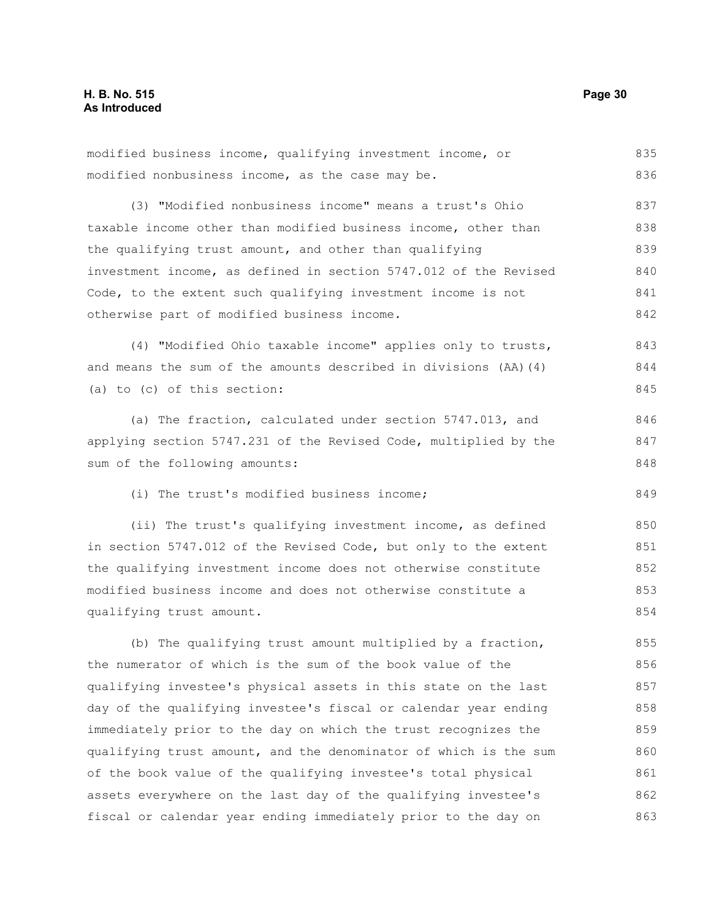modified business income, qualifying investment income, or modified nonbusiness income, as the case may be.

(3) "Modified nonbusiness income" means a trust's Ohio taxable income other than modified business income, other than the qualifying trust amount, and other than qualifying investment income, as defined in section 5747.012 of the Revised Code, to the extent such qualifying investment income is not otherwise part of modified business income.

(4) "Modified Ohio taxable income" applies only to trusts, and means the sum of the amounts described in divisions (AA)(4)(a) to (c) of this section:

(a) The fraction, calculated under section 5747.013, and applying section 5747.231 of the Revised Code, multiplied by the sum of the following amounts:

(i) The trust's modified business income;

(ii) The trust's qualifying investment income, as defined in section 5747.012 of the Revised Code, but only to the extent the qualifying investment income does not otherwise constitute modified business income and does not otherwise constitute a qualifying trust amount.

(b) The qualifying trust amount multiplied by a fraction, the numerator of which is the sum of the book value of the qualifying investee's physical assets in this state on the last day of the qualifying investee's fiscal or calendar year ending immediately prior to the day on which the trust recognizes the qualifying trust amount, and the denominator of which is the sum of the book value of the qualifying investee's total physical assets everywhere on the last day of the qualifying investee's fiscal or calendar year ending immediately prior to the day on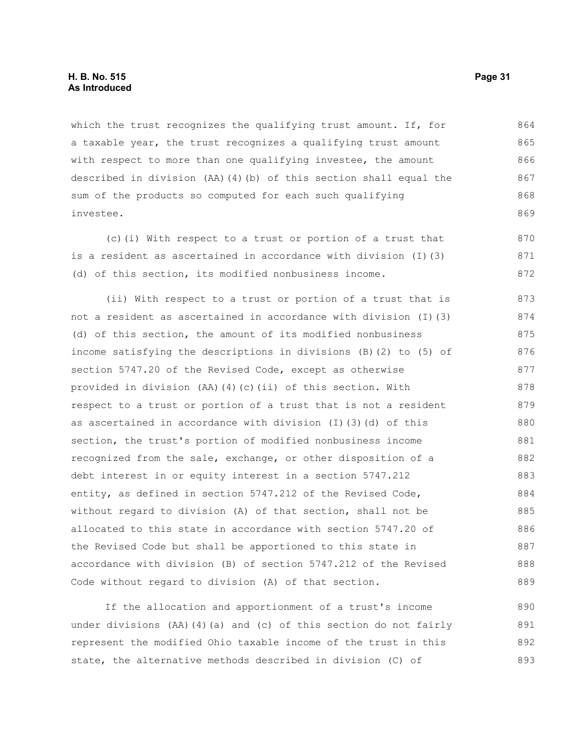which the trust recognizes the qualifying trust amount. If, for a taxable year, the trust recognizes a qualifying trust amount with respect to more than one qualifying investee, the amount described in division (AA)(4)(b) of this section shall equal the sum of the products so computed for each such qualifying investee.

(c)(i) With respect to a trust or portion of a trust that is a resident as ascertained in accordance with division (I)(3)(d) of this section, its modified nonbusiness income.

(ii) With respect to a trust or portion of a trust that is not a resident as ascertained in accordance with division (I)(3)(d) of this section, the amount of its modified nonbusiness income satisfying the descriptions in divisions (B)(2) to (5) of section 5747.20 of the Revised Code, except as otherwise provided in division (AA)(4)(c)(ii) of this section. With respect to a trust or portion of a trust that is not a resident as ascertained in accordance with division (I)(3)(d) of this section, the trust's portion of modified nonbusiness income recognized from the sale, exchange, or other disposition of a debt interest in or equity interest in a section 5747.212 entity, as defined in section 5747.212 of the Revised Code, without regard to division (A) of that section, shall not be allocated to this state in accordance with section 5747.20 of the Revised Code but shall be apportioned to this state in accordance with division (B) of section 5747.212 of the Revised Code without regard to division (A) of that section.

If the allocation and apportionment of a trust's income under divisions (AA)(4)(a) and (c) of this section do not fairly represent the modified Ohio taxable income of the trust in this state, the alternative methods described in division (C) of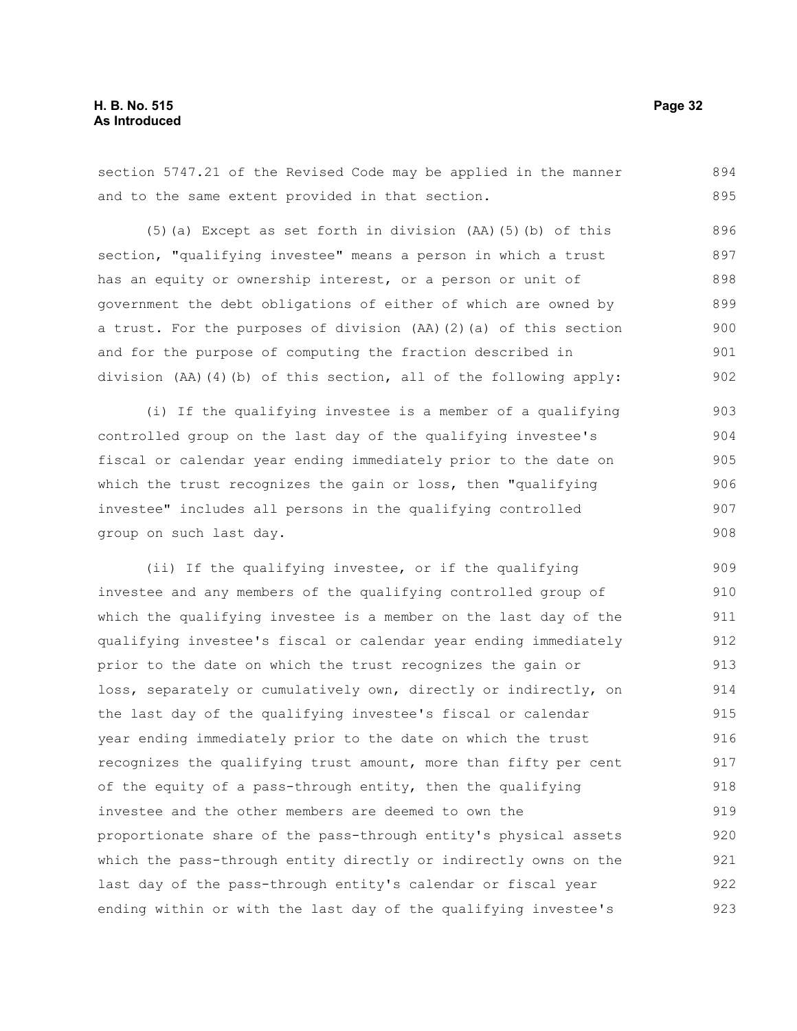section 5747.21 of the Revised Code may be applied in the manner and to the same extent provided in that section.

(5)(a) Except as set forth in division (AA)(5)(b) of this section, "qualifying investee" means a person in which a trust has an equity or ownership interest, or a person or unit of government the debt obligations of either of which are owned by a trust. For the purposes of division (AA)(2)(a) of this section and for the purpose of computing the fraction described in division (AA)(4)(b) of this section, all of the following apply:

(i) If the qualifying investee is a member of a qualifying controlled group on the last day of the qualifying investee's fiscal or calendar year ending immediately prior to the date on which the trust recognizes the gain or loss, then "qualifying investee" includes all persons in the qualifying controlled group on such last day.

(ii) If the qualifying investee, or if the qualifying investee and any members of the qualifying controlled group of which the qualifying investee is a member on the last day of the qualifying investee's fiscal or calendar year ending immediately prior to the date on which the trust recognizes the gain or loss, separately or cumulatively own, directly or indirectly, on the last day of the qualifying investee's fiscal or calendar year ending immediately prior to the date on which the trust recognizes the qualifying trust amount, more than fifty per cent of the equity of a pass-through entity, then the qualifying investee and the other members are deemed to own the proportionate share of the pass-through entity's physical assets which the pass-through entity directly or indirectly owns on the last day of the pass-through entity's calendar or fiscal year ending within or with the last day of the qualifying investee's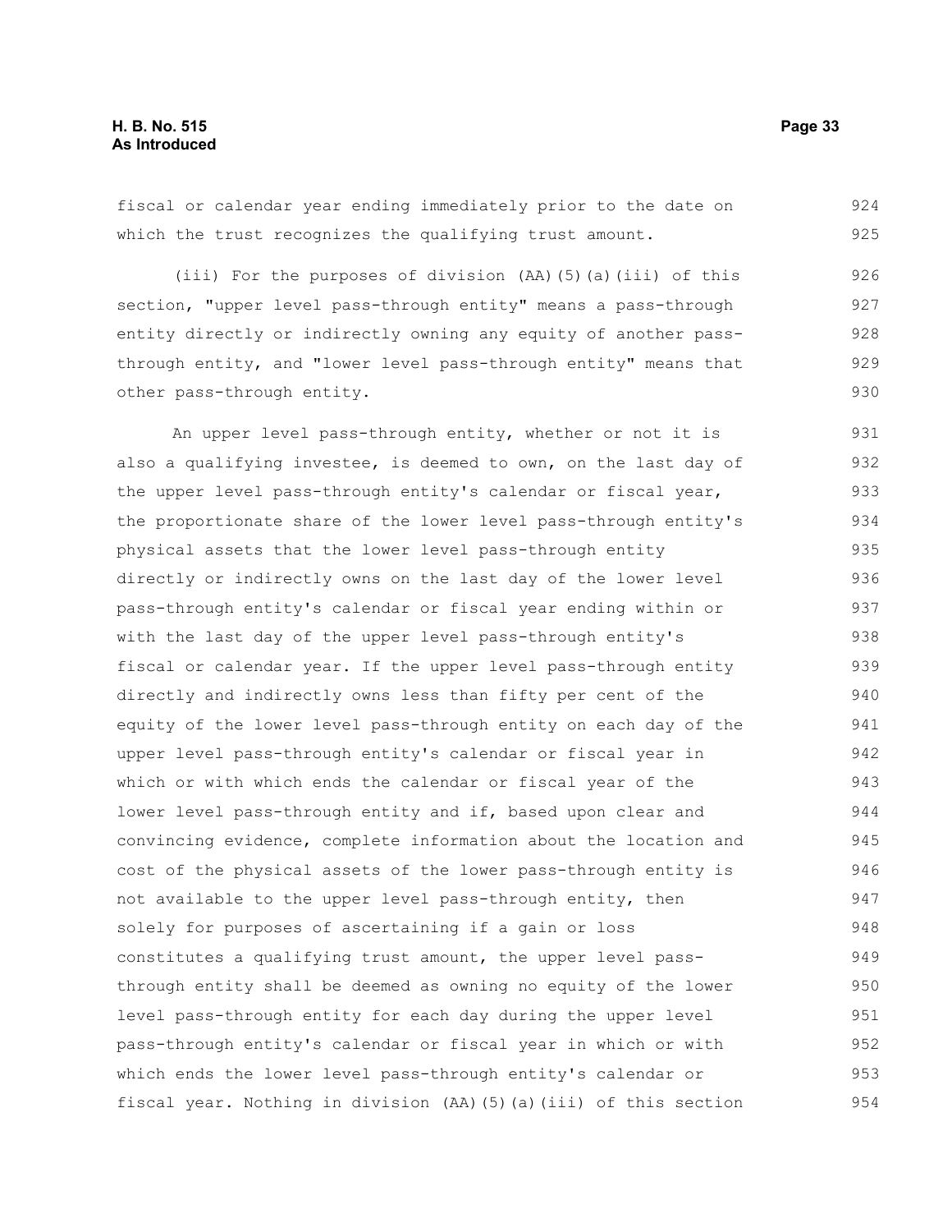fiscal or calendar year ending immediately prior to the date on which the trust recognizes the qualifying trust amount.

(iii) For the purposes of division (AA)(5)(a)(iii) of this section, "upper level pass-through entity" means a pass-through entity directly or indirectly owning any equity of another pass-through entity, and "lower level pass-through entity" means that other pass-through entity.

An upper level pass-through entity, whether or not it is also a qualifying investee, is deemed to own, on the last day of the upper level pass-through entity's calendar or fiscal year, the proportionate share of the lower level pass-through entity's physical assets that the lower level pass-through entity directly or indirectly owns on the last day of the lower level pass-through entity's calendar or fiscal year ending within or with the last day of the upper level pass-through entity's fiscal or calendar year. If the upper level pass-through entity directly and indirectly owns less than fifty per cent of the equity of the lower level pass-through entity on each day of the upper level pass-through entity's calendar or fiscal year in which or with which ends the calendar or fiscal year of the lower level pass-through entity and if, based upon clear and convincing evidence, complete information about the location and cost of the physical assets of the lower pass-through entity is not available to the upper level pass-through entity, then solely for purposes of ascertaining if a gain or loss constitutes a qualifying trust amount, the upper level pass-through entity shall be deemed as owning no equity of the lower level pass-through entity for each day during the upper level pass-through entity's calendar or fiscal year in which or with which ends the lower level pass-through entity's calendar or fiscal year. Nothing in division (AA)(5)(a)(iii) of this section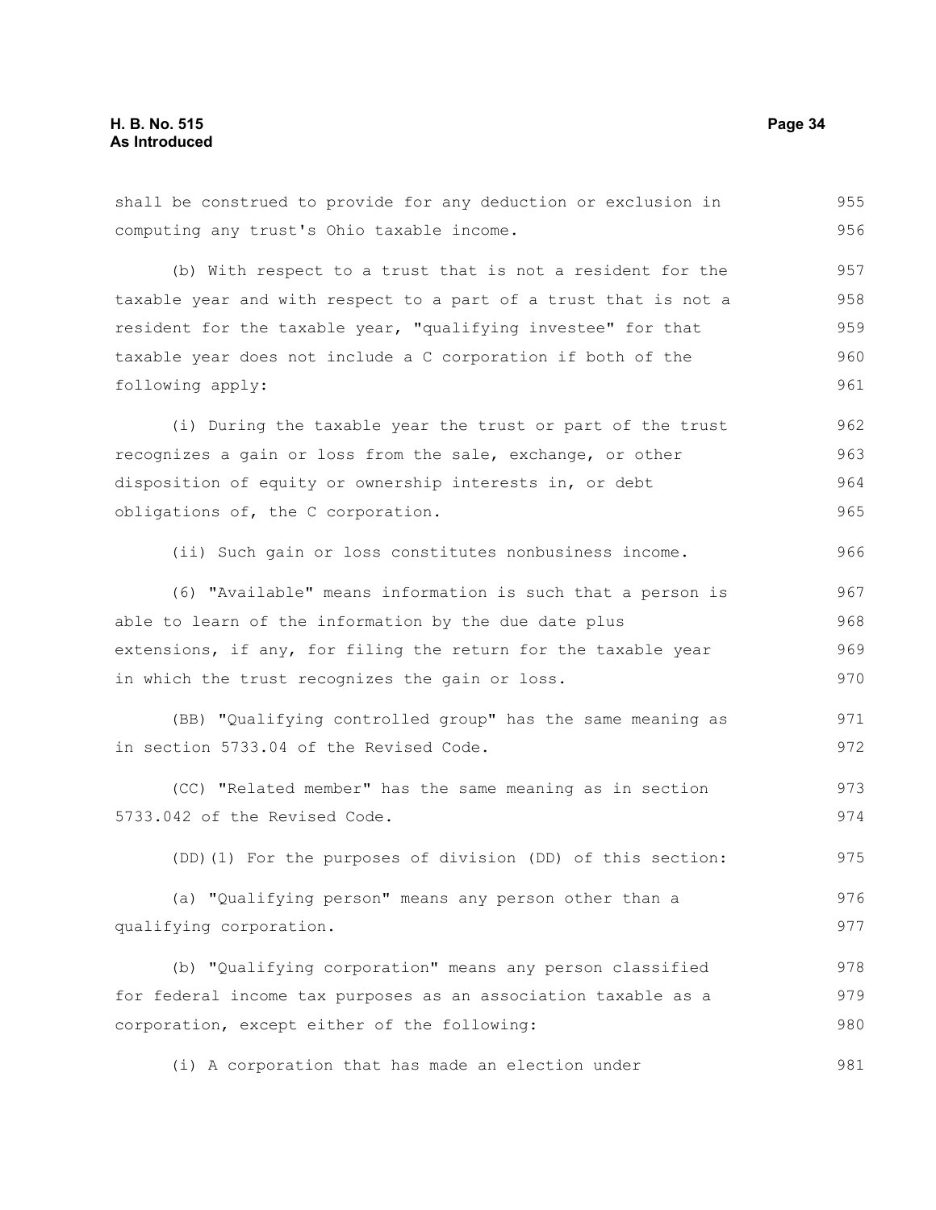shall be construed to provide for any deduction or exclusion in computing any trust's Ohio taxable income.

(b) With respect to a trust that is not a resident for the taxable year and with respect to a part of a trust that is not a resident for the taxable year, "qualifying investee" for that taxable year does not include a C corporation if both of the following apply:

(i) During the taxable year the trust or part of the trust recognizes a gain or loss from the sale, exchange, or other disposition of equity or ownership interests in, or debt obligations of, the C corporation.

(ii) Such gain or loss constitutes nonbusiness income.

(6) "Available" means information is such that a person is able to learn of the information by the due date plus extensions, if any, for filing the return for the taxable year in which the trust recognizes the gain or loss.

(BB) "Qualifying controlled group" has the same meaning as in section 5733.04 of the Revised Code.

(CC) "Related member" has the same meaning as in section 5733.042 of the Revised Code.

(DD)(1) For the purposes of division (DD) of this section:

(a) "Qualifying person" means any person other than a qualifying corporation.

(b) "Qualifying corporation" means any person classified for federal income tax purposes as an association taxable as a corporation, except either of the following:

(i) A corporation that has made an election under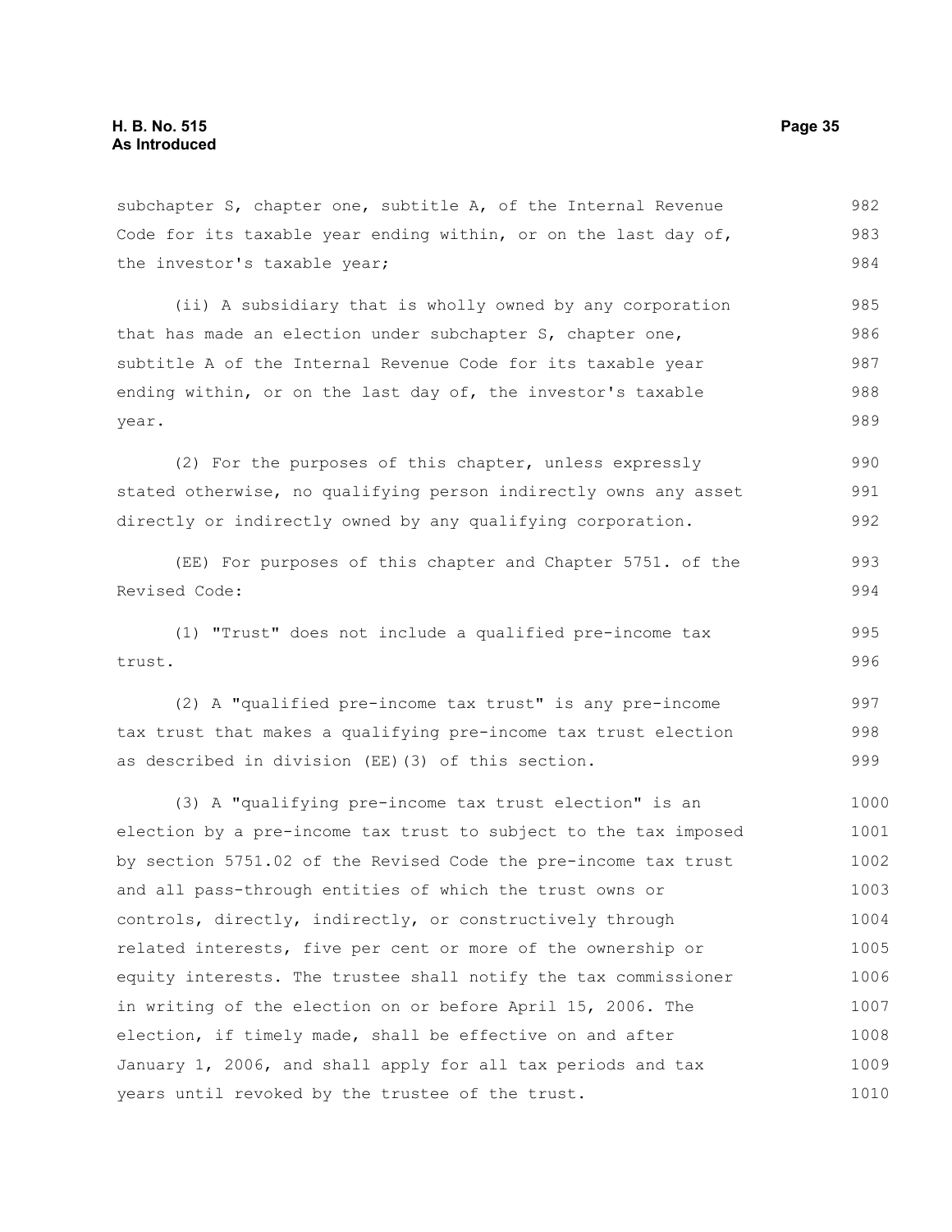subchapter S, chapter one, subtitle A, of the Internal Revenue Code for its taxable year ending within, or on the last day of, the investor's taxable year;

(ii) A subsidiary that is wholly owned by any corporation that has made an election under subchapter S, chapter one, subtitle A of the Internal Revenue Code for its taxable year ending within, or on the last day of, the investor's taxable year.

(2) For the purposes of this chapter, unless expressly stated otherwise, no qualifying person indirectly owns any asset directly or indirectly owned by any qualifying corporation.

(EE) For purposes of this chapter and Chapter 5751. of the Revised Code:

(1) "Trust" does not include a qualified pre-income tax trust.

(2) A "qualified pre-income tax trust" is any pre-income tax trust that makes a qualifying pre-income tax trust election as described in division (EE)(3) of this section.

(3) A "qualifying pre-income tax trust election" is an election by a pre-income tax trust to subject to the tax imposed by section 5751.02 of the Revised Code the pre-income tax trust and all pass-through entities of which the trust owns or controls, directly, indirectly, or constructively through related interests, five per cent or more of the ownership or equity interests. The trustee shall notify the tax commissioner in writing of the election on or before April 15, 2006. The election, if timely made, shall be effective on and after January 1, 2006, and shall apply for all tax periods and tax years until revoked by the trustee of the trust.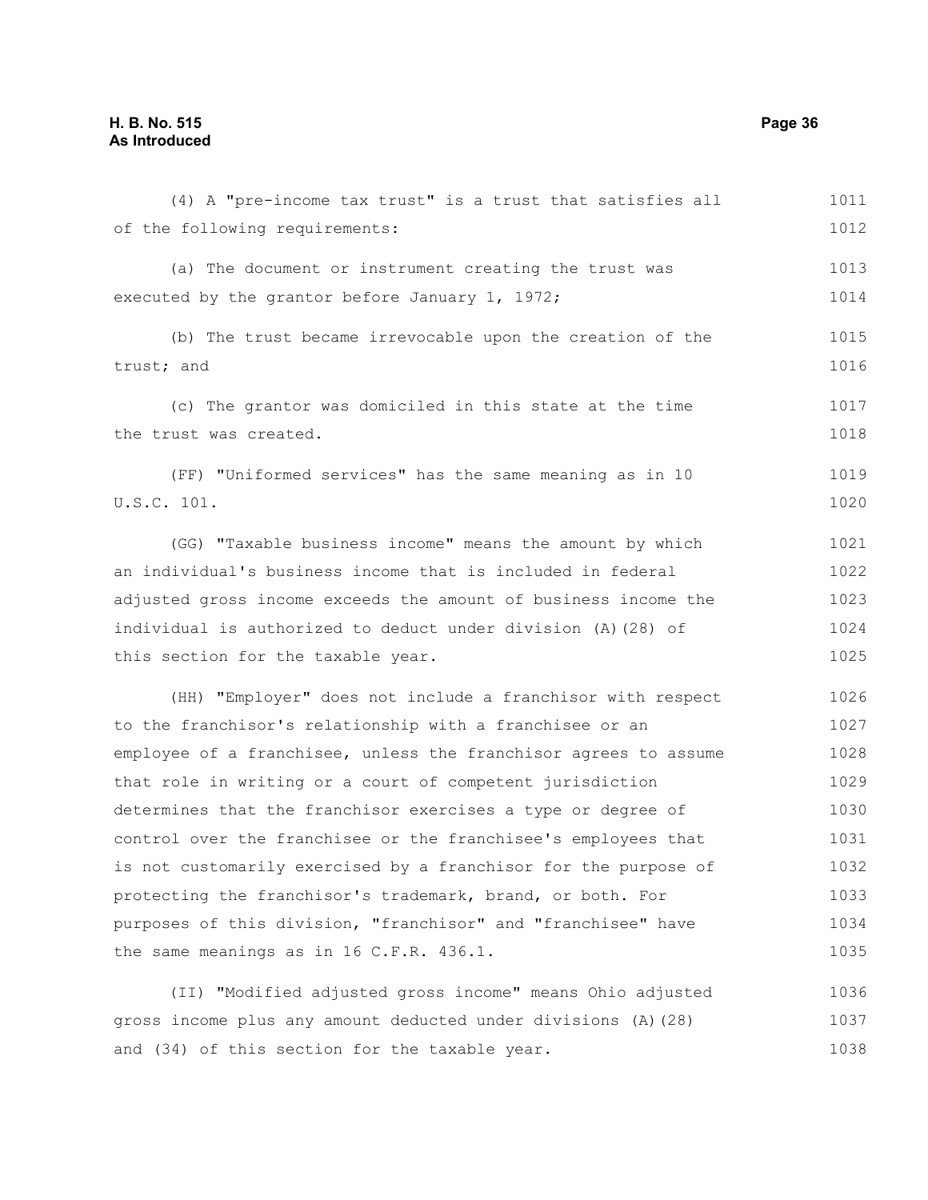(4) A "pre-income tax trust" is a trust that satisfies all of the following requirements:

(a) The document or instrument creating the trust was executed by the grantor before January 1, 1972;

(b) The trust became irrevocable upon the creation of the trust; and

(c) The grantor was domiciled in this state at the time the trust was created.

(FF) "Uniformed services" has the same meaning as in 10 U.S.C. 101.

(GG) "Taxable business income" means the amount by which an individual's business income that is included in federal adjusted gross income exceeds the amount of business income the individual is authorized to deduct under division (A)(28) of this section for the taxable year.

(HH) "Employer" does not include a franchisor with respect to the franchisor's relationship with a franchisee or an employee of a franchisee, unless the franchisor agrees to assume that role in writing or a court of competent jurisdiction determines that the franchisor exercises a type or degree of control over the franchisee or the franchisee's employees that is not customarily exercised by a franchisor for the purpose of protecting the franchisor's trademark, brand, or both. For purposes of this division, "franchisor" and "franchisee" have the same meanings as in 16 C.F.R. 436.1.

(II) "Modified adjusted gross income" means Ohio adjusted gross income plus any amount deducted under divisions (A)(28) and (34) of this section for the taxable year.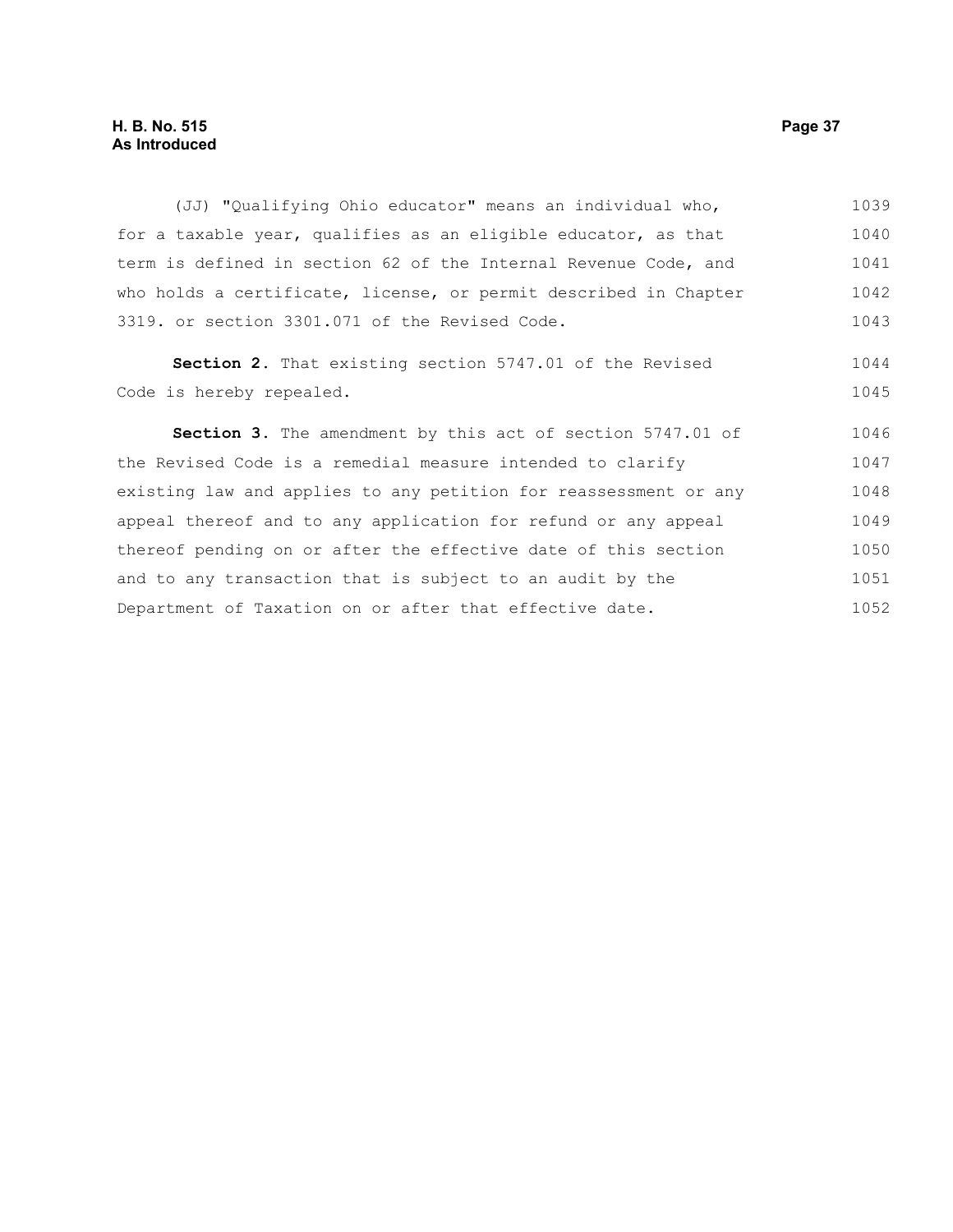(JJ) "Qualifying Ohio educator" means an individual who, for a taxable year, qualifies as an eligible educator, as that term is defined in section 62 of the Internal Revenue Code, and who holds a certificate, license, or permit described in Chapter 3319. or section 3301.071 of the Revised Code.

**Section 2.** That existing section 5747.01 of the Revised Code is hereby repealed.

**Section 3.** The amendment by this act of section 5747.01 of the Revised Code is a remedial measure intended to clarify existing law and applies to any petition for reassessment or any appeal thereof and to any application for refund or any appeal thereof pending on or after the effective date of this section and to any transaction that is subject to an audit by the Department of Taxation on or after that effective date.